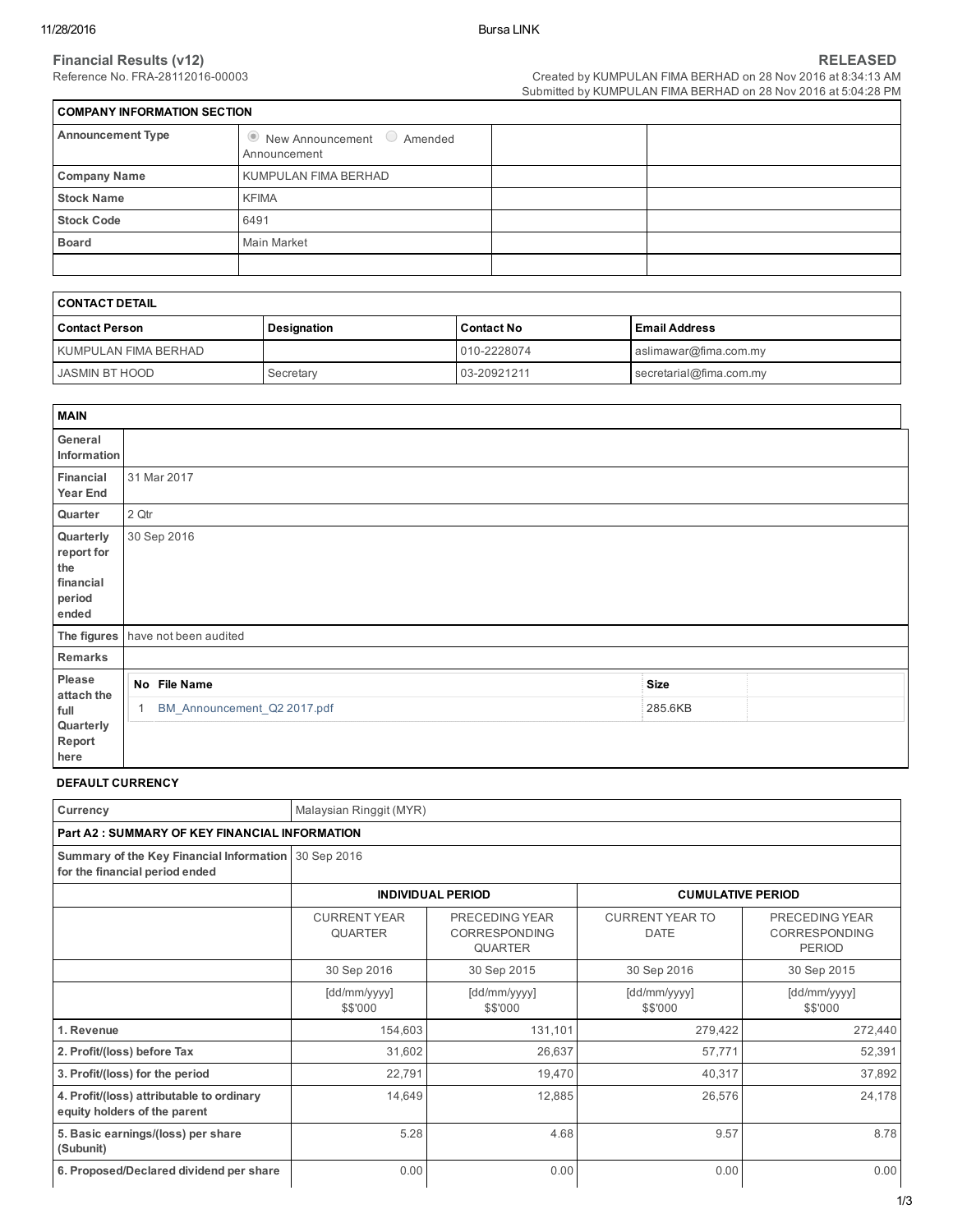**Financial Results (v12)**
Reference No. FRA-28112016-00003

**RELEASED**
Created by KUMPULAN FIMA BERHAD on 28 Nov 2016 at 8:34:13 AM
Submitted by KUMPULAN FIMA BERHAD on 28 Nov 2016 at 5:04:28 PM

| COMPANY INFORMATION SECTION | | | |
|---|---|---|---|
| **Announcement Type** | ◉ New Announcement ○ Amended Announcement | | |
| **Company Name** | KUMPULAN FIMA BERHAD | | |
| **Stock Name** | KFIMA | | |
| **Stock Code** | 6491 | | |
| **Board** | Main Market | | |
| | | | |

| CONTACT DETAIL | | | |
|---|---|---|---|
| **Contact Person** | **Designation** | **Contact No** | **Email Address** |
| KUMPULAN FIMA BERHAD | | 010-2228074 | aslimawar@fima.com.my |
| JASMIN BT HOOD | Secretary | 03-20921211 | secretarial@fima.com.my |

| MAIN | |
|---|---|
| **General Information** | |
| **Financial Year End** | 31 Mar 2017 |
| **Quarter** | 2 Qtr |
| **Quarterly report for the financial period ended** | 30 Sep 2016 |
| **The figures** | have not been audited |
| **Remarks** | |
| **Please attach the full Quarterly Report here** | **No** **File Name** — **Size**<br>1 BM_Announcement_Q2 2017.pdf — 285.6KB |

**DEFAULT CURRENCY**

| Currency | Malaysian Ringgit (MYR) | | | |
|---|---|---|---|---|
| **Part A2 : SUMMARY OF KEY FINANCIAL INFORMATION** | | | | |
| **Summary of the Key Financial Information for the financial period ended** | 30 Sep 2016 | | | |
| | **INDIVIDUAL PERIOD** | | **CUMULATIVE PERIOD** | |
| | CURRENT YEAR QUARTER | PRECEDING YEAR CORRESPONDING QUARTER | CURRENT YEAR TO DATE | PRECEDING YEAR CORRESPONDING PERIOD |
| | 30 Sep 2016 | 30 Sep 2015 | 30 Sep 2016 | 30 Sep 2015 |
| | [dd/mm/yyyy] $$'000 | [dd/mm/yyyy] $$'000 | [dd/mm/yyyy] $$'000 | [dd/mm/yyyy] $$'000 |
| **1. Revenue** | 154,603 | 131,101 | 279,422 | 272,440 |
| **2. Profit/(loss) before Tax** | 31,602 | 26,637 | 57,771 | 52,391 |
| **3. Profit/(loss) for the period** | 22,791 | 19,470 | 40,317 | 37,892 |
| **4. Profit/(loss) attributable to ordinary equity holders of the parent** | 14,649 | 12,885 | 26,576 | 24,178 |
| **5. Basic earnings/(loss) per share (Subunit)** | 5.28 | 4.68 | 9.57 | 8.78 |
| **6. Proposed/Declared dividend per share** | 0.00 | 0.00 | 0.00 | 0.00 |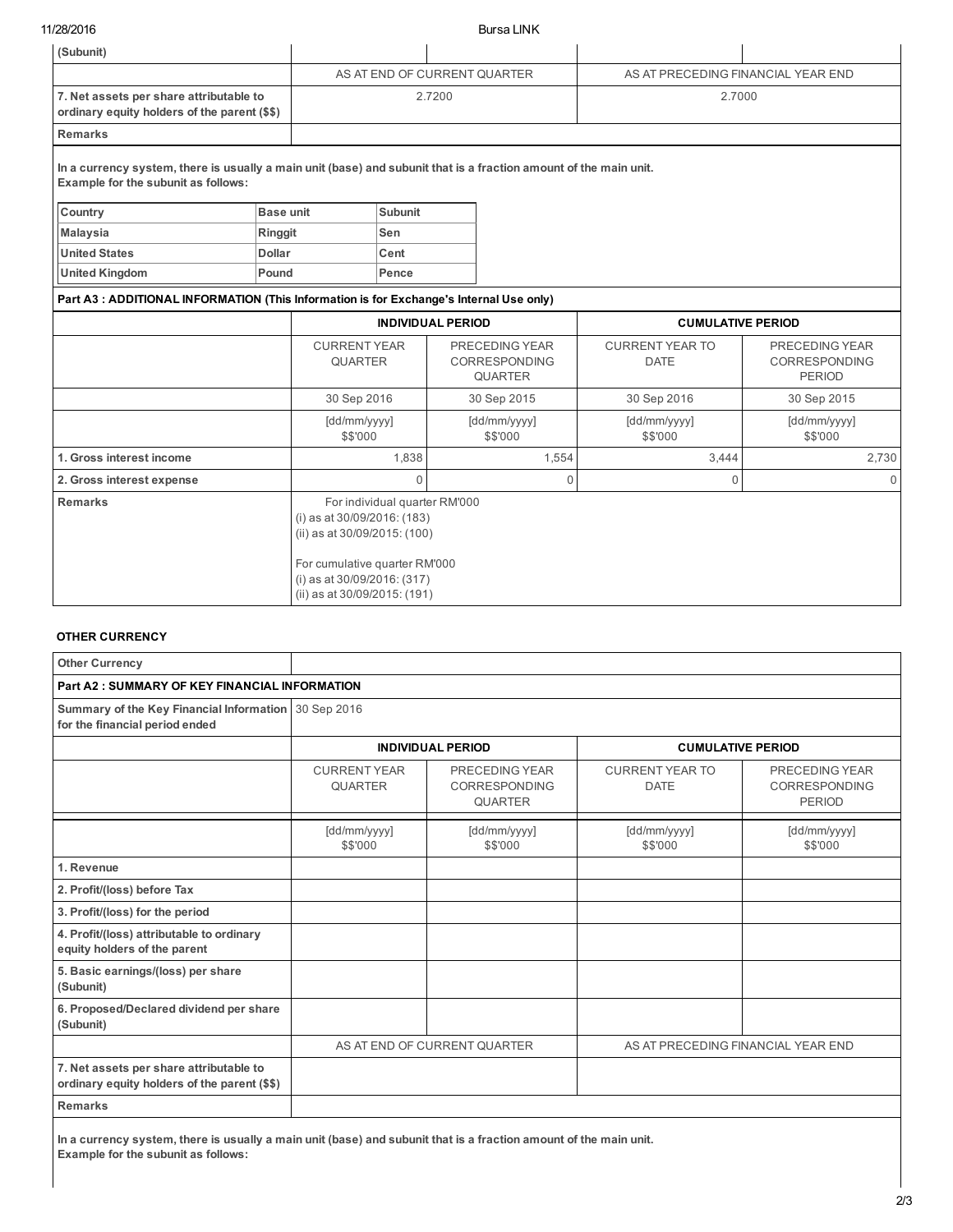| (Subunit) | | | | |
| --- | --- | --- | --- | --- |
| | AS AT END OF CURRENT QUARTER | | AS AT PRECEDING FINANCIAL YEAR END | |
| **7. Net assets per share attributable to ordinary equity holders of the parent ($$)** | 2.7200 | | 2.7000 | |
| **Remarks** | | | | |

**In a currency system, there is usually a main unit (base) and subunit that is a fraction amount of the main unit.**
**Example for the subunit as follows:**

| Country | Base unit | Subunit |
| --- | --- | --- |
| **Malaysia** | **Ringgit** | **Sen** |
| **United States** | **Dollar** | **Cent** |
| **United Kingdom** | **Pound** | **Pence** |

**Part A3 : ADDITIONAL INFORMATION (This Information is for Exchange's Internal Use only)**

| | INDIVIDUAL PERIOD | | CUMULATIVE PERIOD | |
| --- | --- | --- | --- | --- |
| | CURRENT YEAR QUARTER | PRECEDING YEAR CORRESPONDING QUARTER | CURRENT YEAR TO DATE | PRECEDING YEAR CORRESPONDING PERIOD |
| | 30 Sep 2016 | 30 Sep 2015 | 30 Sep 2016 | 30 Sep 2015 |
| | [dd/mm/yyyy] $$'000 | [dd/mm/yyyy] $$'000 | [dd/mm/yyyy] $$'000 | [dd/mm/yyyy] $$'000 |
| **1. Gross interest income** | 1,838 | 1,554 | 3,444 | 2,730 |
| **2. Gross interest expense** | 0 | 0 | 0 | 0 |
| **Remarks** | For individual quarter RM'000<br>(i) as at 30/09/2016: (183)<br>(ii) as at 30/09/2015: (100)<br><br>For cumulative quarter RM'000<br>(i) as at 30/09/2016: (317)<br>(ii) as at 30/09/2015: (191) | | | |

**OTHER CURRENCY**

| **Other Currency** | | | | |
| --- | --- | --- | --- | --- |
| **Part A2 : SUMMARY OF KEY FINANCIAL INFORMATION** | | | | |
| **Summary of the Key Financial Information for the financial period ended** | 30 Sep 2016 | | | |
| | INDIVIDUAL PERIOD | | CUMULATIVE PERIOD | |
| | CURRENT YEAR QUARTER | PRECEDING YEAR CORRESPONDING QUARTER | CURRENT YEAR TO DATE | PRECEDING YEAR CORRESPONDING PERIOD |
| | [dd/mm/yyyy] $$'000 | [dd/mm/yyyy] $$'000 | [dd/mm/yyyy] $$'000 | [dd/mm/yyyy] $$'000 |
| **1. Revenue** | | | | |
| **2. Profit/(loss) before Tax** | | | | |
| **3. Profit/(loss) for the period** | | | | |
| **4. Profit/(loss) attributable to ordinary equity holders of the parent** | | | | |
| **5. Basic earnings/(loss) per share (Subunit)** | | | | |
| **6. Proposed/Declared dividend per share (Subunit)** | | | | |
| | AS AT END OF CURRENT QUARTER | | AS AT PRECEDING FINANCIAL YEAR END | |
| **7. Net assets per share attributable to ordinary equity holders of the parent ($$)** | | | | |
| **Remarks** | | | | |

**In a currency system, there is usually a main unit (base) and subunit that is a fraction amount of the main unit.**
**Example for the subunit as follows:**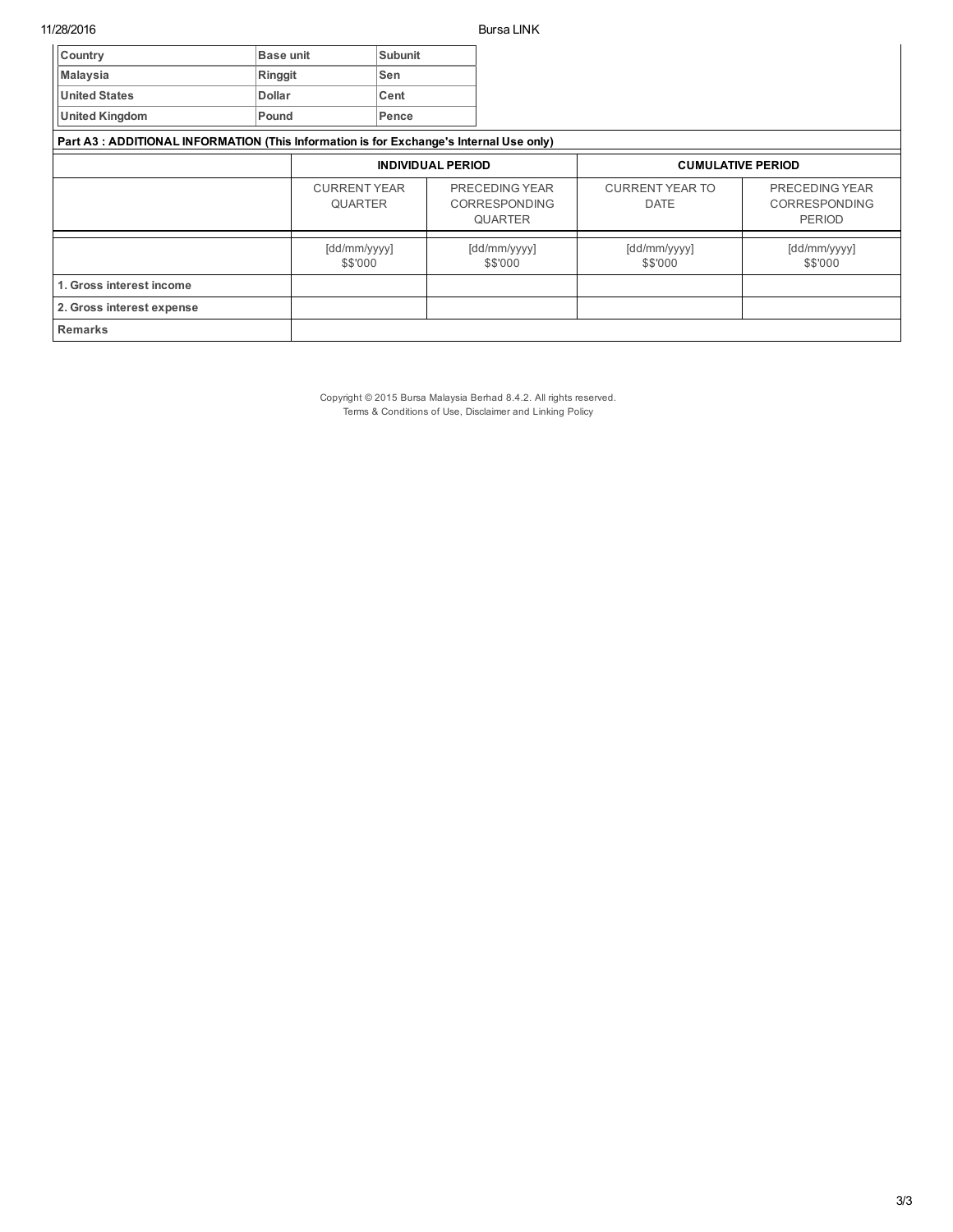| Country | Base unit | Subunit |
|---|---|---|
| Malaysia | Ringgit | Sen |
| United States | Dollar | Cent |
| United Kingdom | Pound | Pence |

**Part A3 : ADDITIONAL INFORMATION (This Information is for Exchange's Internal Use only)**

| | INDIVIDUAL PERIOD | | CUMULATIVE PERIOD | |
|---|---|---|---|---|
| | CURRENT YEAR QUARTER | PRECEDING YEAR CORRESPONDING QUARTER | CURRENT YEAR TO DATE | PRECEDING YEAR CORRESPONDING PERIOD |
| | [dd/mm/yyyy] $$'000 | [dd/mm/yyyy] $$'000 | [dd/mm/yyyy] $$'000 | [dd/mm/yyyy] $$'000 |
| **1. Gross interest income** | | | | |
| **2. Gross interest expense** | | | | |
| **Remarks** | | | | |

Copyright © 2015 Bursa Malaysia Berhad 8.4.2. All rights reserved.
Terms & Conditions of Use, Disclaimer and Linking Policy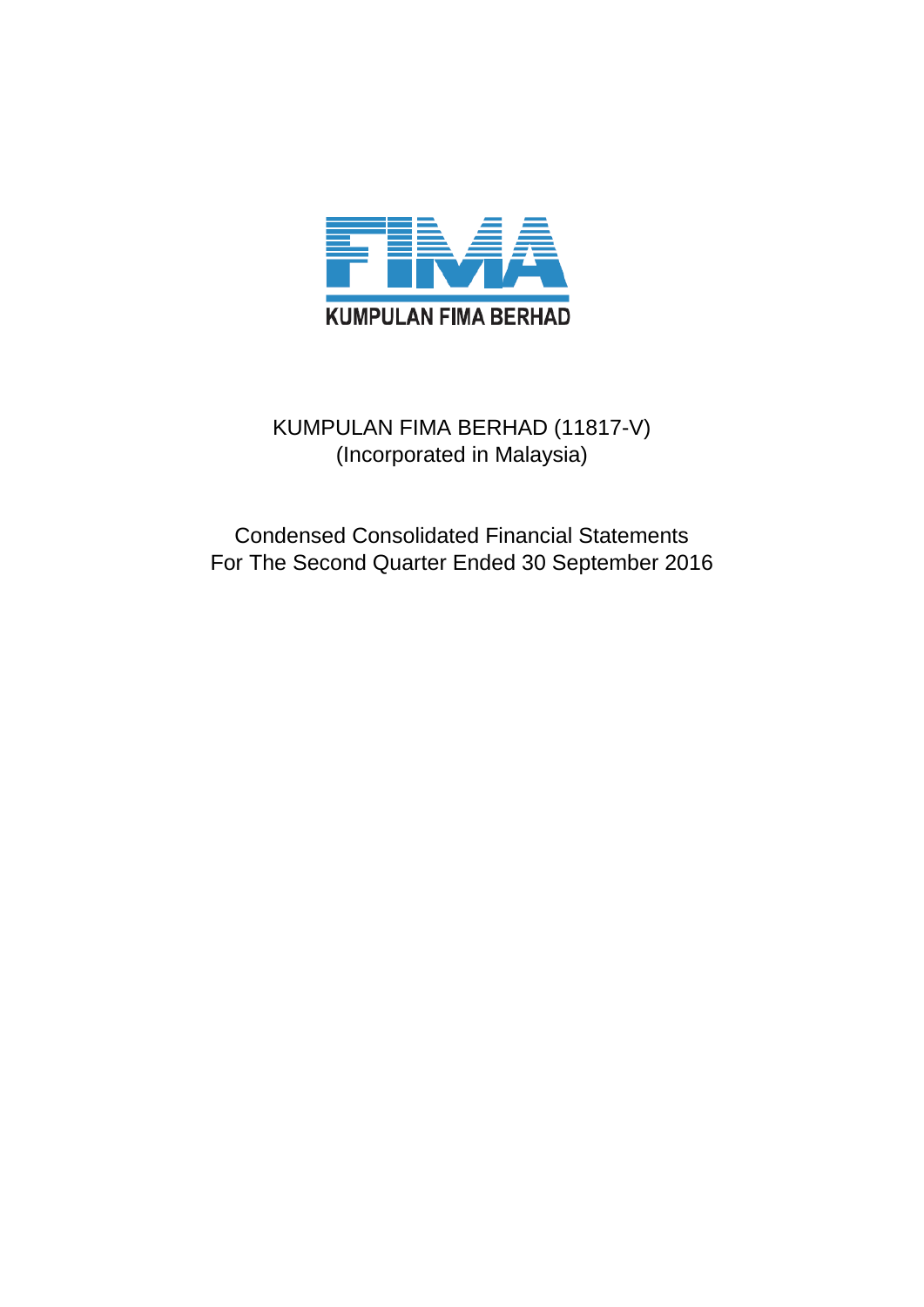KUMPULAN FIMA BERHAD

KUMPULAN FIMA BERHAD (11817-V)
(Incorporated in Malaysia)

Condensed Consolidated Financial Statements
For The Second Quarter Ended 30 September 2016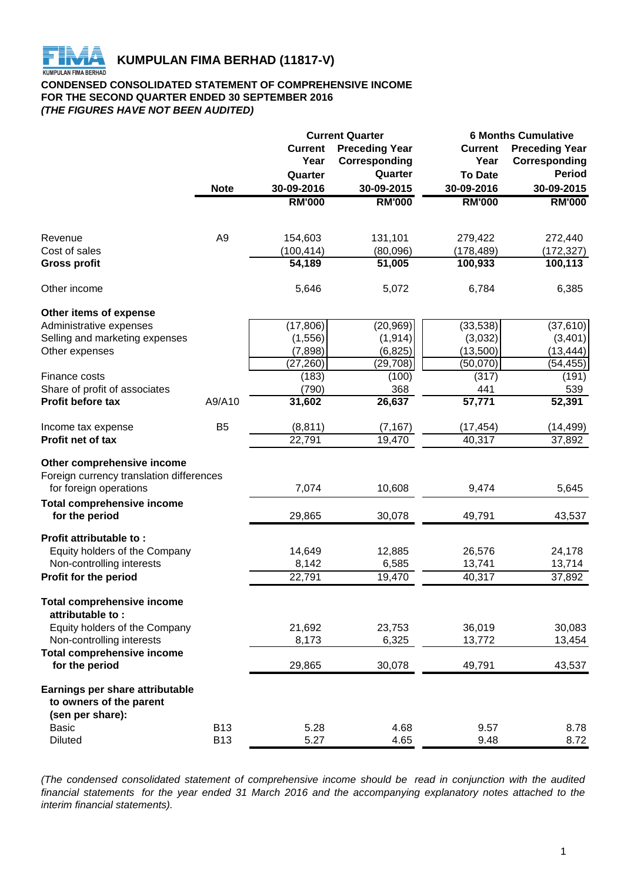# KUMPULAN FIMA BERHAD (11817-V)

**CONDENSED CONSOLIDATED STATEMENT OF COMPREHENSIVE INCOME**
**FOR THE SECOND QUARTER ENDED 30 SEPTEMBER 2016**
***(THE FIGURES HAVE NOT BEEN AUDITED)***

| | | Current Quarter | | 6 Months Cumulative | |
|---|---|---|---|---|---|
| | Note | Current Year Quarter 30-09-2016 | Preceding Year Corresponding Quarter 30-09-2015 | Current Year To Date 30-09-2016 | Preceding Year Corresponding Period 30-09-2015 |
| | | RM'000 | RM'000 | RM'000 | RM'000 |
| Revenue | A9 | 154,603 | 131,101 | 279,422 | 272,440 |
| Cost of sales | | (100,414) | (80,096) | (178,489) | (172,327) |
| **Gross profit** | | **54,189** | **51,005** | **100,933** | **100,113** |
| Other income | | 5,646 | 5,072 | 6,784 | 6,385 |
| **Other items of expense** | | | | | |
| Administrative expenses | | (17,806) | (20,969) | (33,538) | (37,610) |
| Selling and marketing expenses | | (1,556) | (1,914) | (3,032) | (3,401) |
| Other expenses | | (7,898) | (6,825) | (13,500) | (13,444) |
| | | (27,260) | (29,708) | (50,070) | (54,455) |
| Finance costs | | (183) | (100) | (317) | (191) |
| Share of profit of associates | | (790) | 368 | 441 | 539 |
| **Profit before tax** | A9/A10 | **31,602** | **26,637** | **57,771** | **52,391** |
| Income tax expense | B5 | (8,811) | (7,167) | (17,454) | (14,499) |
| **Profit net of tax** | | 22,791 | 19,470 | 40,317 | 37,892 |
| **Other comprehensive income** | | | | | |
| Foreign currency translation differences for foreign operations | | 7,074 | 10,608 | 9,474 | 5,645 |
| **Total comprehensive income for the period** | | 29,865 | 30,078 | 49,791 | 43,537 |
| **Profit attributable to :** | | | | | |
| Equity holders of the Company | | 14,649 | 12,885 | 26,576 | 24,178 |
| Non-controlling interests | | 8,142 | 6,585 | 13,741 | 13,714 |
| **Profit for the period** | | 22,791 | 19,470 | 40,317 | 37,892 |
| **Total comprehensive income attributable to :** | | | | | |
| Equity holders of the Company | | 21,692 | 23,753 | 36,019 | 30,083 |
| Non-controlling interests | | 8,173 | 6,325 | 13,772 | 13,454 |
| **Total comprehensive income for the period** | | 29,865 | 30,078 | 49,791 | 43,537 |
| **Earnings per share attributable to owners of the parent (sen per share):** | | | | | |
| Basic | B13 | 5.28 | 4.68 | 9.57 | 8.78 |
| Diluted | B13 | 5.27 | 4.65 | 9.48 | 8.72 |

*(The condensed consolidated statement of comprehensive income should be read in conjunction with the audited financial statements for the year ended 31 March 2016 and the accompanying explanatory notes attached to the interim financial statements).*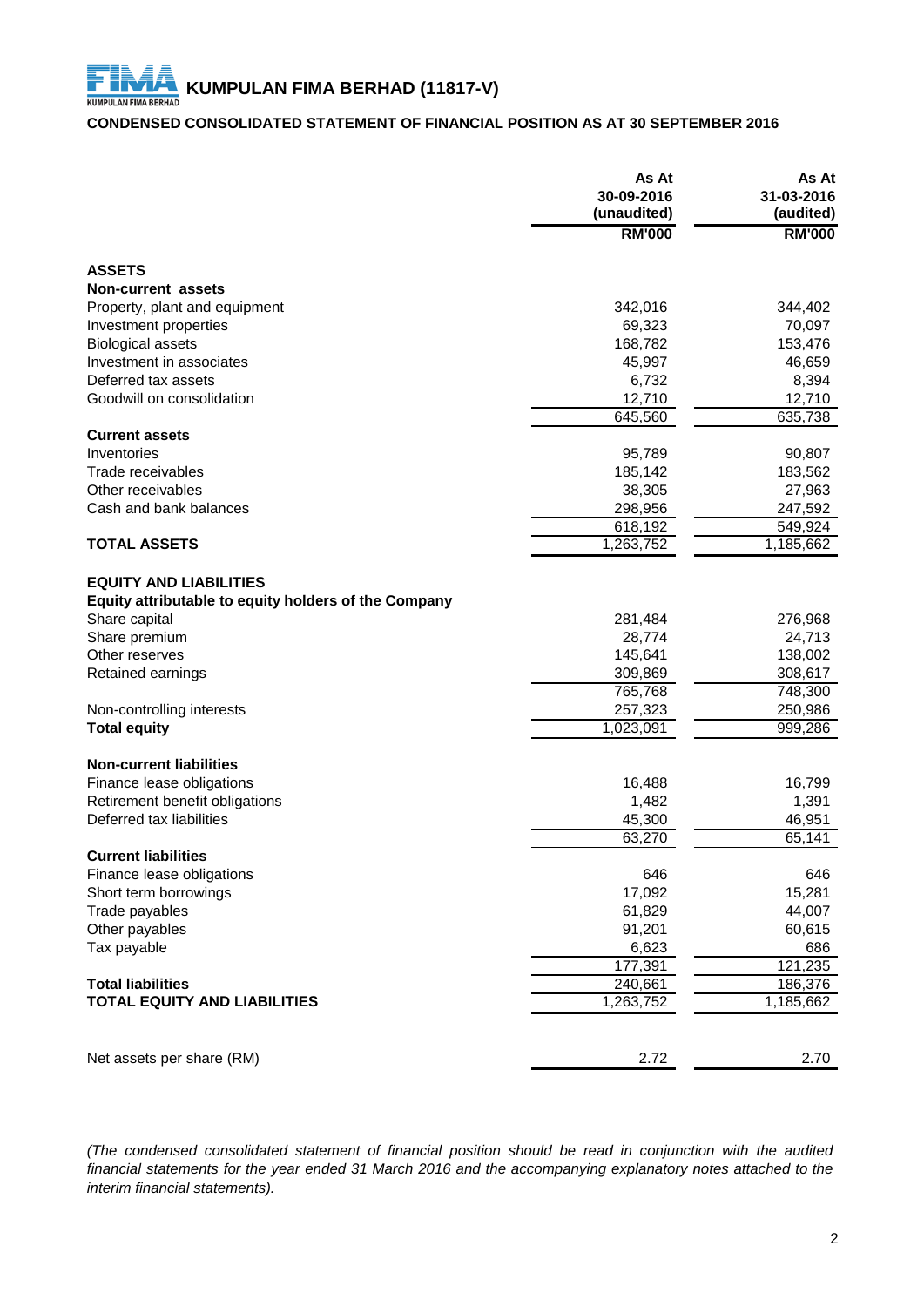# KUMPULAN FIMA BERHAD (11817-V)

## CONDENSED CONSOLIDATED STATEMENT OF FINANCIAL POSITION AS AT 30 SEPTEMBER 2016

| | As At 30-09-2016 (unaudited) | As At 31-03-2016 (audited) |
|---|---|---|
| | RM'000 | RM'000 |
| **ASSETS** | | |
| **Non-current assets** | | |
| Property, plant and equipment | 342,016 | 344,402 |
| Investment properties | 69,323 | 70,097 |
| Biological assets | 168,782 | 153,476 |
| Investment in associates | 45,997 | 46,659 |
| Deferred tax assets | 6,732 | 8,394 |
| Goodwill on consolidation | 12,710 | 12,710 |
| | 645,560 | 635,738 |
| **Current assets** | | |
| Inventories | 95,789 | 90,807 |
| Trade receivables | 185,142 | 183,562 |
| Other receivables | 38,305 | 27,963 |
| Cash and bank balances | 298,956 | 247,592 |
| | 618,192 | 549,924 |
| **TOTAL ASSETS** | 1,263,752 | 1,185,662 |
| **EQUITY AND LIABILITIES** | | |
| **Equity attributable to equity holders of the Company** | | |
| Share capital | 281,484 | 276,968 |
| Share premium | 28,774 | 24,713 |
| Other reserves | 145,641 | 138,002 |
| Retained earnings | 309,869 | 308,617 |
| | 765,768 | 748,300 |
| Non-controlling interests | 257,323 | 250,986 |
| **Total equity** | 1,023,091 | 999,286 |
| **Non-current liabilities** | | |
| Finance lease obligations | 16,488 | 16,799 |
| Retirement benefit obligations | 1,482 | 1,391 |
| Deferred tax liabilities | 45,300 | 46,951 |
| | 63,270 | 65,141 |
| **Current liabilities** | | |
| Finance lease obligations | 646 | 646 |
| Short term borrowings | 17,092 | 15,281 |
| Trade payables | 61,829 | 44,007 |
| Other payables | 91,201 | 60,615 |
| Tax payable | 6,623 | 686 |
| | 177,391 | 121,235 |
| **Total liabilities** | 240,661 | 186,376 |
| **TOTAL EQUITY AND LIABILITIES** | 1,263,752 | 1,185,662 |
| Net assets per share (RM) | 2.72 | 2.70 |

*(The condensed consolidated statement of financial position should be read in conjunction with the audited financial statements for the year ended 31 March 2016 and the accompanying explanatory notes attached to the interim financial statements).*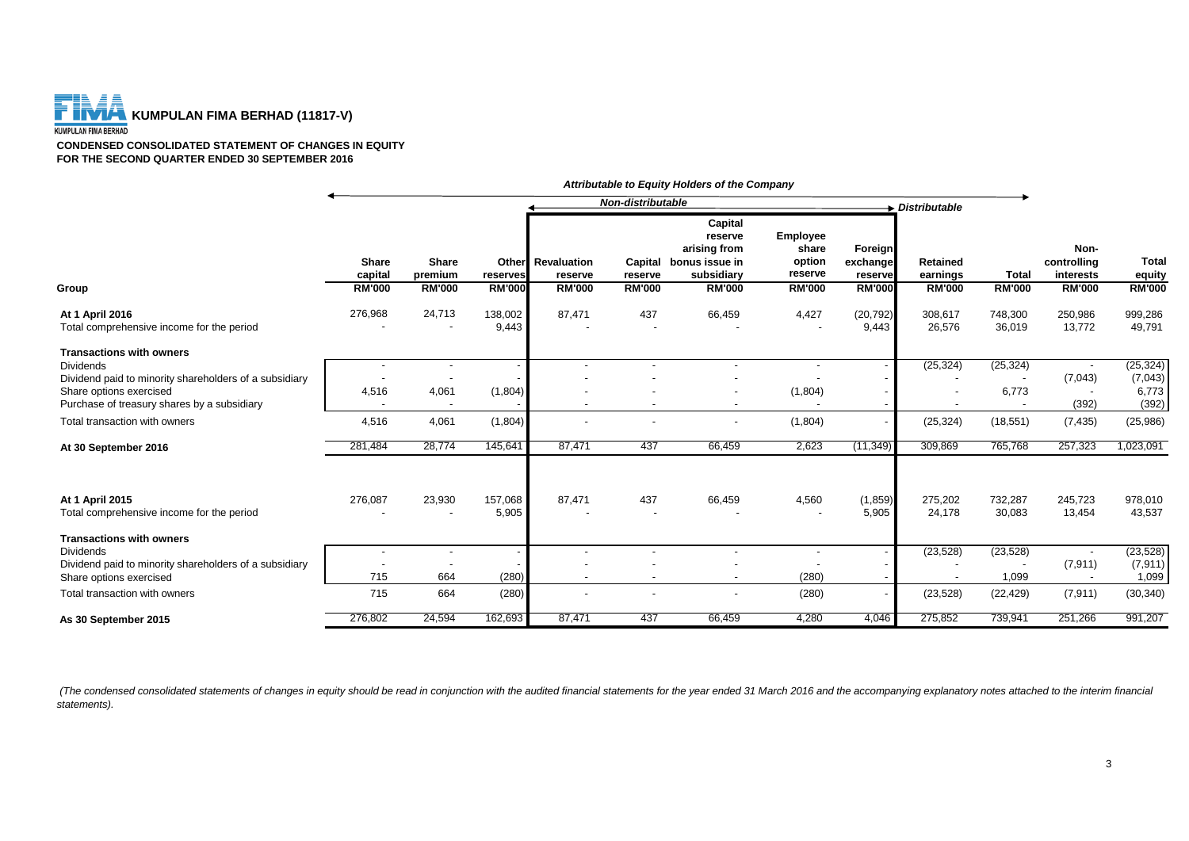# KUMPULAN FIMA BERHAD (11817-V)

**CONDENSED CONSOLIDATED STATEMENT OF CHANGES IN EQUITY**
**FOR THE SECOND QUARTER ENDED 30 SEPTEMBER 2016**

| | *Attributable to Equity Holders of the Company* | | | | | | | | | | | |
|---|---|---|---|---|---|---|---|---|---|---|---|---|
| | | | | *Non-distributable* | | | | | *Distributable* | | | |
| **Group** | **Share capital RM'000** | **Share premium RM'000** | **Other reserves RM'000** | **Revaluation reserve RM'000** | **Capital reserve RM'000** | **Capital reserve arising from bonus issue in subsidiary RM'000** | **Employee share option reserve RM'000** | **Foreign exchange reserve RM'000** | **Retained earnings RM'000** | **Total RM'000** | **Non-controlling interests RM'000** | **Total equity RM'000** |
| **At 1 April 2016** | 276,968 | 24,713 | 138,002 | 87,471 | 437 | 66,459 | 4,427 | (20,792) | 308,617 | 748,300 | 250,986 | 999,286 |
| Total comprehensive income for the period | - | - | 9,443 | - | - | - | - | 9,443 | 26,576 | 36,019 | 13,772 | 49,791 |
| **Transactions with owners** | | | | | | | | | | | | |
| Dividends | - | - | - | - | - | - | - | - | (25,324) | (25,324) | - | (25,324) |
| Dividend paid to minority shareholders of a subsidiary | - | - | - | - | - | - | - | - | - | - | (7,043) | (7,043) |
| Share options exercised | 4,516 | 4,061 | (1,804) | - | - | - | (1,804) | - | - | 6,773 | - | 6,773 |
| Purchase of treasury shares by a subsidiary | - | - | - | - | - | - | - | - | - | - | (392) | (392) |
| Total transaction with owners | 4,516 | 4,061 | (1,804) | - | - | - | (1,804) | - | (25,324) | (18,551) | (7,435) | (25,986) |
| **At 30 September 2016** | 281,484 | 28,774 | 145,641 | 87,471 | 437 | 66,459 | 2,623 | (11,349) | 309,869 | 765,768 | 257,323 | 1,023,091 |
| | | | | | | | | | | | | |
| **At 1 April 2015** | 276,087 | 23,930 | 157,068 | 87,471 | 437 | 66,459 | 4,560 | (1,859) | 275,202 | 732,287 | 245,723 | 978,010 |
| Total comprehensive income for the period | - | - | 5,905 | - | - | - | - | 5,905 | 24,178 | 30,083 | 13,454 | 43,537 |
| **Transactions with owners** | | | | | | | | | | | | |
| Dividends | - | - | - | - | - | - | - | - | (23,528) | (23,528) | - | (23,528) |
| Dividend paid to minority shareholders of a subsidiary | - | - | - | - | - | - | - | - | - | - | (7,911) | (7,911) |
| Share options exercised | 715 | 664 | (280) | - | - | - | (280) | - | - | 1,099 | - | 1,099 |
| Total transaction with owners | 715 | 664 | (280) | - | - | - | (280) | - | (23,528) | (22,429) | (7,911) | (30,340) |
| **As 30 September 2015** | 276,802 | 24,594 | 162,693 | 87,471 | 437 | 66,459 | 4,280 | 4,046 | 275,852 | 739,941 | 251,266 | 991,207 |

*(The condensed consolidated statements of changes in equity should be read in conjunction with the audited financial statements for the year ended 31 March 2016 and the accompanying explanatory notes attached to the interim financial statements).*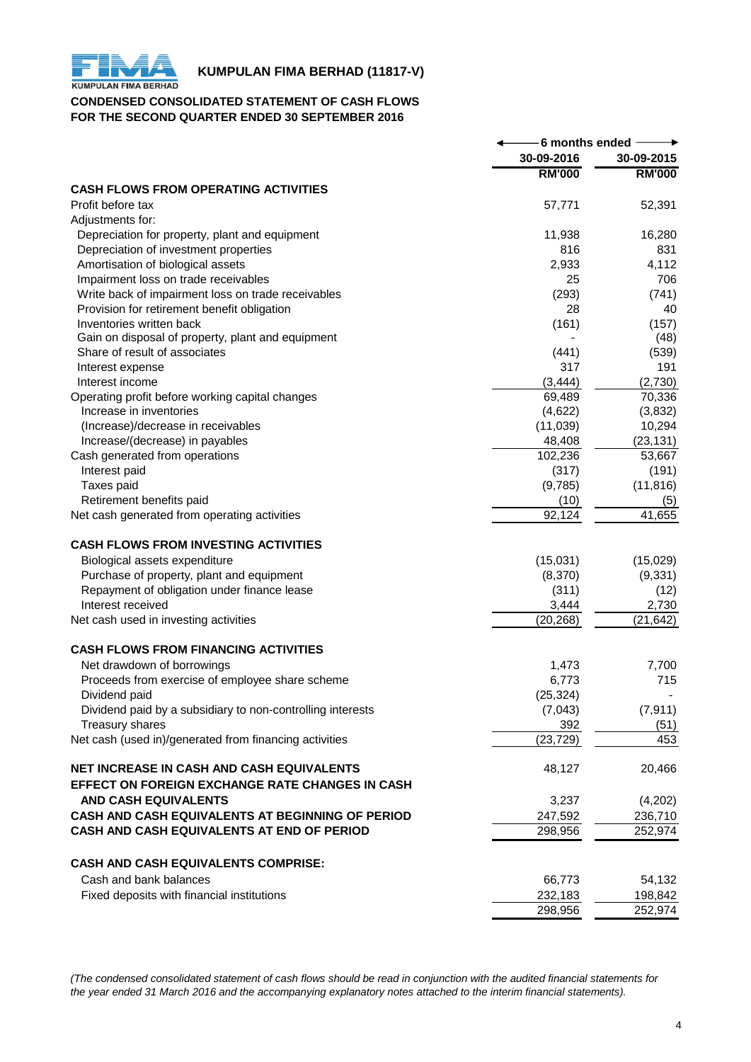**KUMPULAN FIMA BERHAD (11817-V)**

**CONDENSED CONSOLIDATED STATEMENT OF CASH FLOWS**
**FOR THE SECOND QUARTER ENDED 30 SEPTEMBER 2016**

| | 6 months ended | |
|---|---|---|
| | 30-09-2016 | 30-09-2015 |
| | RM'000 | RM'000 |
| **CASH FLOWS FROM OPERATING ACTIVITIES** | | |
| Profit before tax | 57,771 | 52,391 |
| Adjustments for: | | |
| Depreciation for property, plant and equipment | 11,938 | 16,280 |
| Depreciation of investment properties | 816 | 831 |
| Amortisation of biological assets | 2,933 | 4,112 |
| Impairment loss on trade receivables | 25 | 706 |
| Write back of impairment loss on trade receivables | (293) | (741) |
| Provision for retirement benefit obligation | 28 | 40 |
| Inventories written back | (161) | (157) |
| Gain on disposal of property, plant and equipment | - | (48) |
| Share of result of associates | (441) | (539) |
| Interest expense | 317 | 191 |
| Interest income | (3,444) | (2,730) |
| Operating profit before working capital changes | 69,489 | 70,336 |
| Increase in inventories | (4,622) | (3,832) |
| (Increase)/decrease in receivables | (11,039) | 10,294 |
| Increase/(decrease) in payables | 48,408 | (23,131) |
| Cash generated from operations | 102,236 | 53,667 |
| Interest paid | (317) | (191) |
| Taxes paid | (9,785) | (11,816) |
| Retirement benefits paid | (10) | (5) |
| Net cash generated from operating activities | 92,124 | 41,655 |
| | | |
| **CASH FLOWS FROM INVESTING ACTIVITIES** | | |
| Biological assets expenditure | (15,031) | (15,029) |
| Purchase of property, plant and equipment | (8,370) | (9,331) |
| Repayment of obligation under finance lease | (311) | (12) |
| Interest received | 3,444 | 2,730 |
| Net cash used in investing activities | (20,268) | (21,642) |
| | | |
| **CASH FLOWS FROM FINANCING ACTIVITIES** | | |
| Net drawdown of borrowings | 1,473 | 7,700 |
| Proceeds from exercise of employee share scheme | 6,773 | 715 |
| Dividend paid | (25,324) | - |
| Dividend paid by a subsidiary to non-controlling interests | (7,043) | (7,911) |
| Treasury shares | 392 | (51) |
| Net cash (used in)/generated from financing activities | (23,729) | 453 |
| | | |
| **NET INCREASE IN CASH AND CASH EQUIVALENTS** | 48,127 | 20,466 |
| **EFFECT ON FOREIGN EXCHANGE RATE CHANGES IN CASH AND CASH EQUIVALENTS** | 3,237 | (4,202) |
| **CASH AND CASH EQUIVALENTS AT BEGINNING OF PERIOD** | 247,592 | 236,710 |
| **CASH AND CASH EQUIVALENTS AT END OF PERIOD** | 298,956 | 252,974 |
| | | |
| **CASH AND CASH EQUIVALENTS COMPRISE:** | | |
| Cash and bank balances | 66,773 | 54,132 |
| Fixed deposits with financial institutions | 232,183 | 198,842 |
| | 298,956 | 252,974 |

*(The condensed consolidated statement of cash flows should be read in conjunction with the audited financial statements for the year ended 31 March 2016 and the accompanying explanatory notes attached to the interim financial statements).*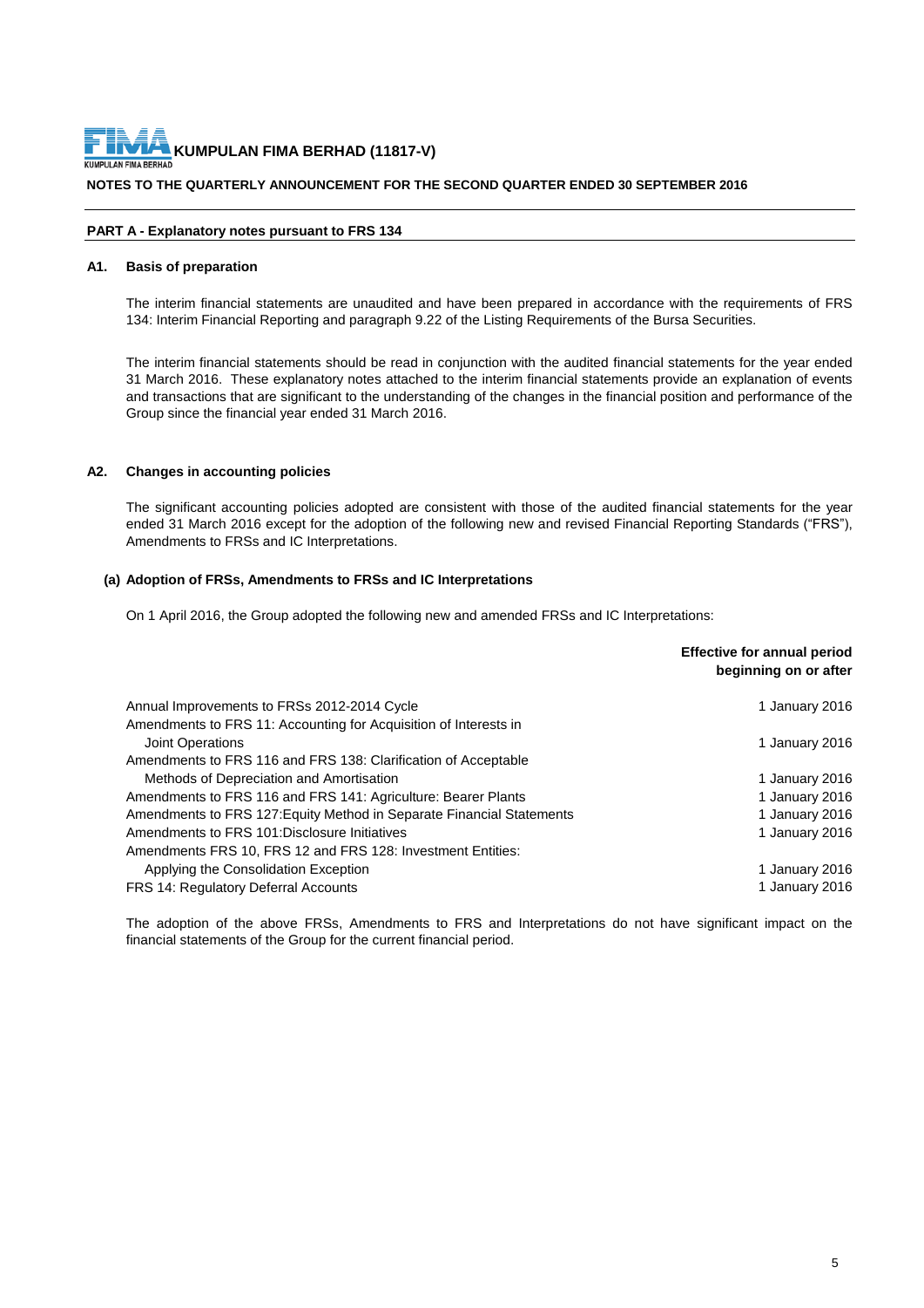**KUMPULAN FIMA BERHAD (11817-V)**

**NOTES TO THE QUARTERLY ANNOUNCEMENT FOR THE SECOND QUARTER ENDED 30 SEPTEMBER 2016**

**PART A - Explanatory notes pursuant to FRS 134**

**A1. Basis of preparation**

The interim financial statements are unaudited and have been prepared in accordance with the requirements of FRS 134: Interim Financial Reporting and paragraph 9.22 of the Listing Requirements of the Bursa Securities.

The interim financial statements should be read in conjunction with the audited financial statements for the year ended 31 March 2016. These explanatory notes attached to the interim financial statements provide an explanation of events and transactions that are significant to the understanding of the changes in the financial position and performance of the Group since the financial year ended 31 March 2016.

**A2. Changes in accounting policies**

The significant accounting policies adopted are consistent with those of the audited financial statements for the year ended 31 March 2016 except for the adoption of the following new and revised Financial Reporting Standards ("FRS"), Amendments to FRSs and IC Interpretations.

**(a) Adoption of FRSs, Amendments to FRSs and IC Interpretations**

On 1 April 2016, the Group adopted the following new and amended FRSs and IC Interpretations:

| | **Effective for annual period beginning on or after** |
|---|---|
| Annual Improvements to FRSs 2012-2014 Cycle | 1 January 2016 |
| Amendments to FRS 11: Accounting for Acquisition of Interests in Joint Operations | 1 January 2016 |
| Amendments to FRS 116 and FRS 138: Clarification of Acceptable Methods of Depreciation and Amortisation | 1 January 2016 |
| Amendments to FRS 116 and FRS 141: Agriculture: Bearer Plants | 1 January 2016 |
| Amendments to FRS 127:Equity Method in Separate Financial Statements | 1 January 2016 |
| Amendments to FRS 101:Disclosure Initiatives | 1 January 2016 |
| Amendments FRS 10, FRS 12 and FRS 128: Investment Entities: Applying the Consolidation Exception | 1 January 2016 |
| FRS 14: Regulatory Deferral Accounts | 1 January 2016 |

The adoption of the above FRSs, Amendments to FRS and Interpretations do not have significant impact on the financial statements of the Group for the current financial period.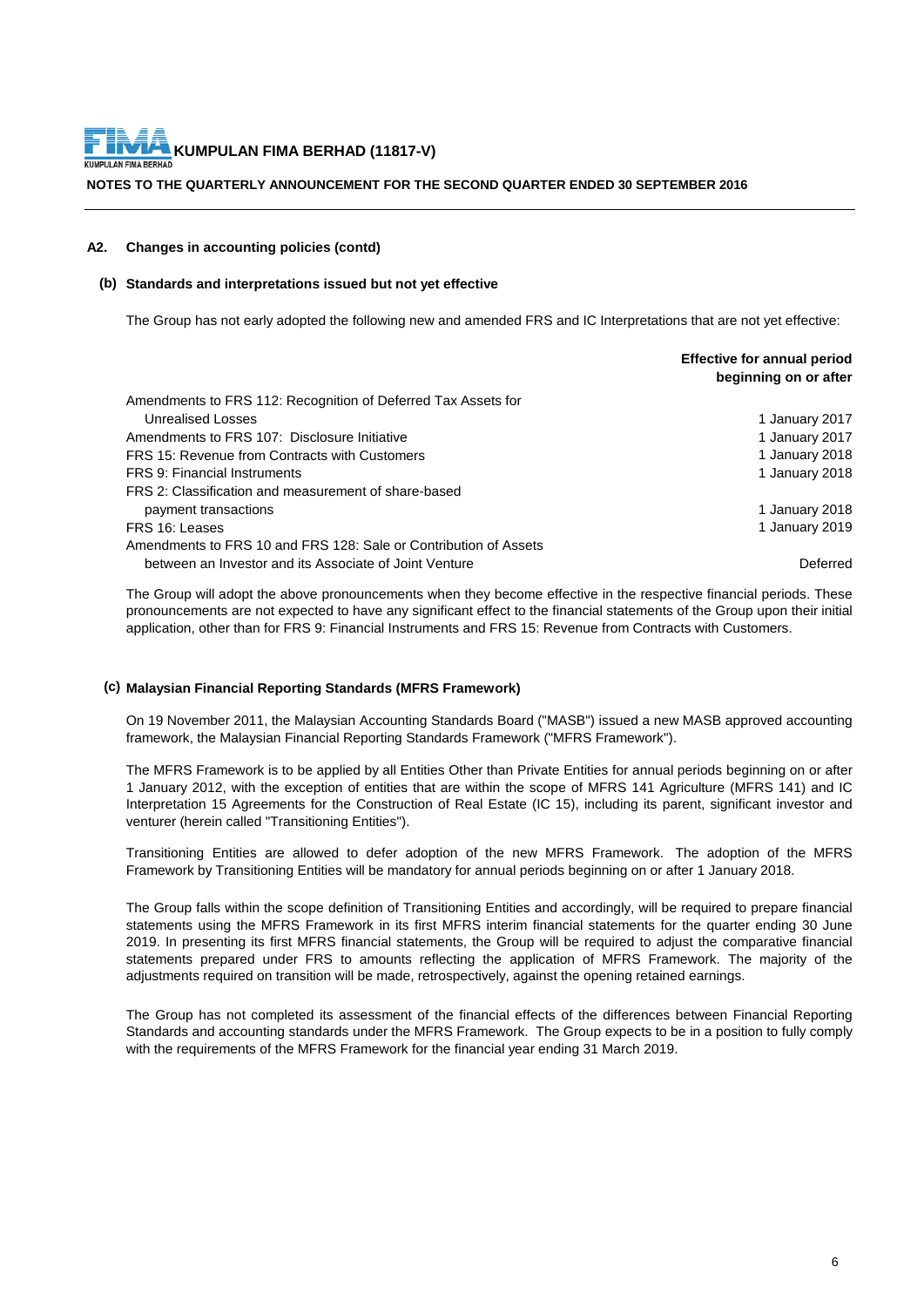**A2. Changes in accounting policies (contd)**

**(b) Standards and interpretations issued but not yet effective**

The Group has not early adopted the following new and amended FRS and IC Interpretations that are not yet effective:

| | **Effective for annual period beginning on or after** |
|---|---|
| Amendments to FRS 112: Recognition of Deferred Tax Assets for Unrealised Losses | 1 January 2017 |
| Amendments to FRS 107: Disclosure Initiative | 1 January 2017 |
| FRS 15: Revenue from Contracts with Customers | 1 January 2018 |
| FRS 9: Financial Instruments | 1 January 2018 |
| FRS 2: Classification and measurement of share-based payment transactions | 1 January 2018 |
| FRS 16: Leases | 1 January 2019 |
| Amendments to FRS 10 and FRS 128: Sale or Contribution of Assets between an Investor and its Associate of Joint Venture | Deferred |

The Group will adopt the above pronouncements when they become effective in the respective financial periods. These pronouncements are not expected to have any significant effect to the financial statements of the Group upon their initial application, other than for FRS 9: Financial Instruments and FRS 15: Revenue from Contracts with Customers.

**(c) Malaysian Financial Reporting Standards (MFRS Framework)**

On 19 November 2011, the Malaysian Accounting Standards Board ("MASB") issued a new MASB approved accounting framework, the Malaysian Financial Reporting Standards Framework ("MFRS Framework").

The MFRS Framework is to be applied by all Entities Other than Private Entities for annual periods beginning on or after 1 January 2012, with the exception of entities that are within the scope of MFRS 141 Agriculture (MFRS 141) and IC Interpretation 15 Agreements for the Construction of Real Estate (IC 15), including its parent, significant investor and venturer (herein called "Transitioning Entities").

Transitioning Entities are allowed to defer adoption of the new MFRS Framework. The adoption of the MFRS Framework by Transitioning Entities will be mandatory for annual periods beginning on or after 1 January 2018.

The Group falls within the scope definition of Transitioning Entities and accordingly, will be required to prepare financial statements using the MFRS Framework in its first MFRS interim financial statements for the quarter ending 30 June 2019. In presenting its first MFRS financial statements, the Group will be required to adjust the comparative financial statements prepared under FRS to amounts reflecting the application of MFRS Framework. The majority of the adjustments required on transition will be made, retrospectively, against the opening retained earnings.

The Group has not completed its assessment of the financial effects of the differences between Financial Reporting Standards and accounting standards under the MFRS Framework. The Group expects to be in a position to fully comply with the requirements of the MFRS Framework for the financial year ending 31 March 2019.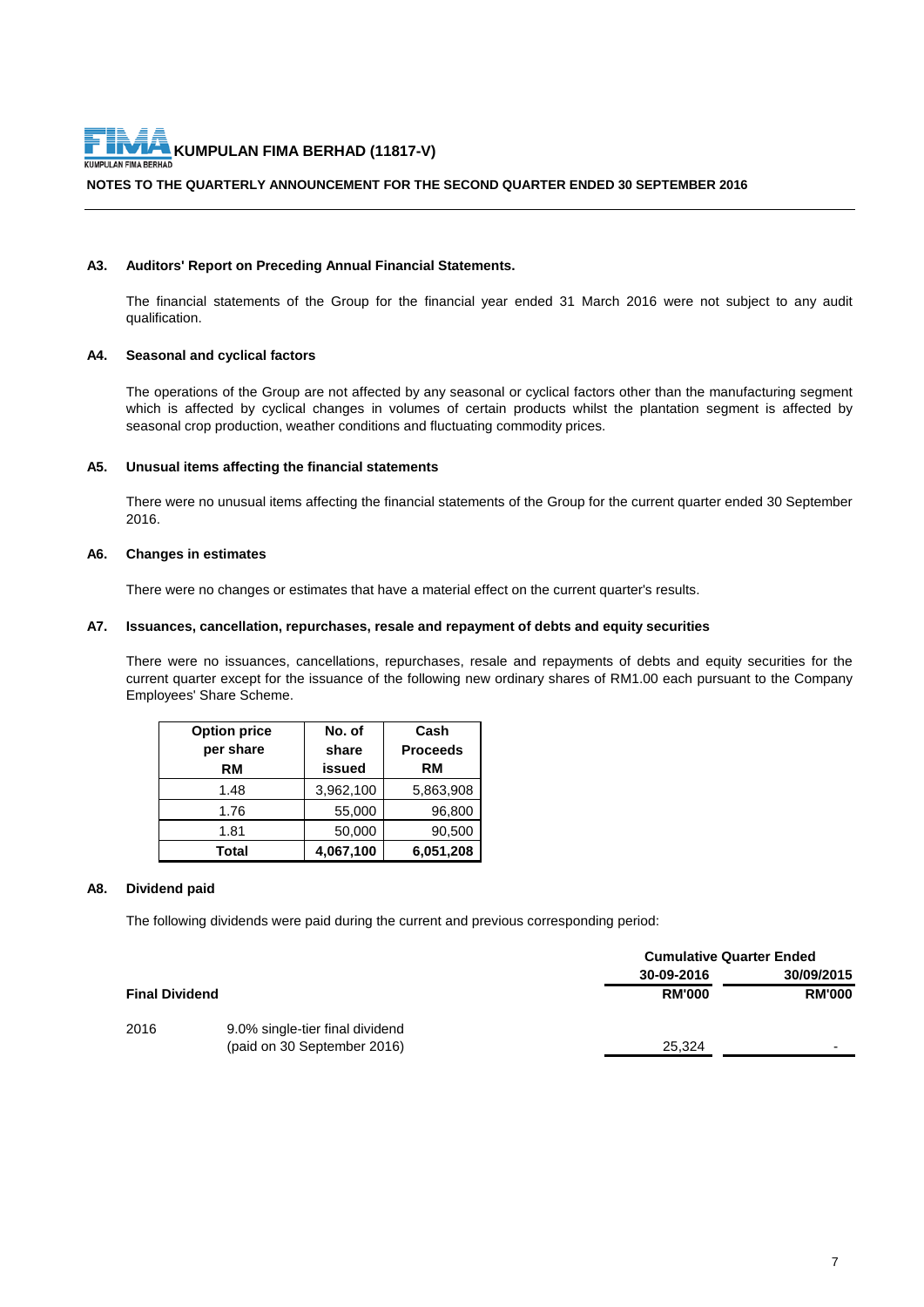**KUMPULAN FIMA BERHAD (11817-V)**

**NOTES TO THE QUARTERLY ANNOUNCEMENT FOR THE SECOND QUARTER ENDED 30 SEPTEMBER 2016**

### A3. Auditors' Report on Preceding Annual Financial Statements.

The financial statements of the Group for the financial year ended 31 March 2016 were not subject to any audit qualification.

### A4. Seasonal and cyclical factors

The operations of the Group are not affected by any seasonal or cyclical factors other than the manufacturing segment which is affected by cyclical changes in volumes of certain products whilst the plantation segment is affected by seasonal crop production, weather conditions and fluctuating commodity prices.

### A5. Unusual items affecting the financial statements

There were no unusual items affecting the financial statements of the Group for the current quarter ended 30 September 2016.

### A6. Changes in estimates

There were no changes or estimates that have a material effect on the current quarter's results.

### A7. Issuances, cancellation, repurchases, resale and repayment of debts and equity securities

There were no issuances, cancellations, repurchases, resale and repayments of debts and equity securities for the current quarter except for the issuance of the following new ordinary shares of RM1.00 each pursuant to the Company Employees' Share Scheme.

| Option price per share RM | No. of share issued | Cash Proceeds RM |
|---|---|---|
| 1.48 | 3,962,100 | 5,863,908 |
| 1.76 | 55,000 | 96,800 |
| 1.81 | 50,000 | 90,500 |
| **Total** | **4,067,100** | **6,051,208** |

### A8. Dividend paid

The following dividends were paid during the current and previous corresponding period:

| | | Cumulative Quarter Ended | |
|---|---|---|---|
| | | **30-09-2016** | **30/09/2015** |
| **Final Dividend** | | **RM'000** | **RM'000** |
| 2016 | 9.0% single-tier final dividend (paid on 30 September 2016) | 25,324 | - |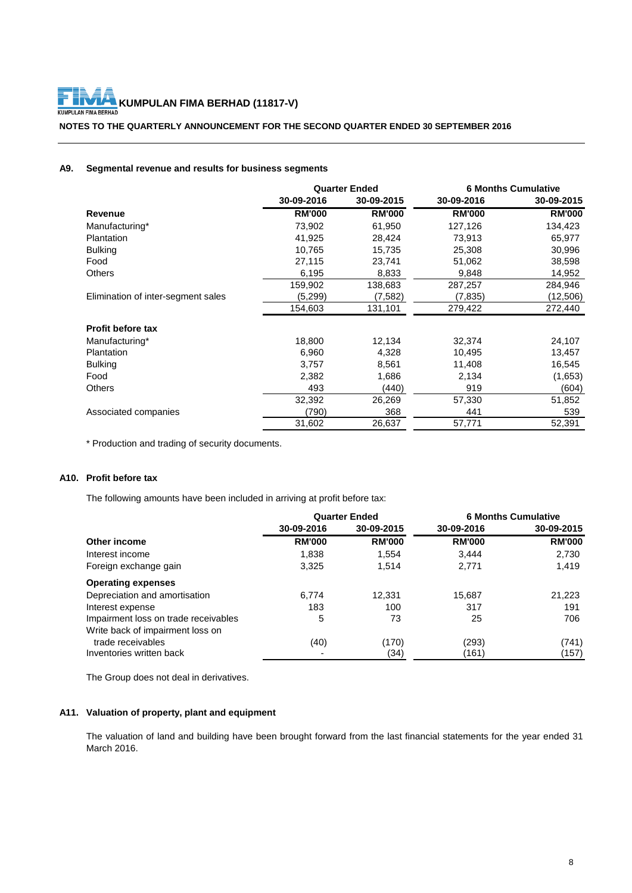**KUMPULAN FIMA BERHAD (11817-V)**

**NOTES TO THE QUARTERLY ANNOUNCEMENT FOR THE SECOND QUARTER ENDED 30 SEPTEMBER 2016**

### A9. Segmental revenue and results for business segments

| | Quarter Ended | | 6 Months Cumulative | |
|---|---|---|---|---|
| | 30-09-2016 | 30-09-2015 | 30-09-2016 | 30-09-2015 |
| **Revenue** | **RM'000** | **RM'000** | **RM'000** | **RM'000** |
| Manufacturing* | 73,902 | 61,950 | 127,126 | 134,423 |
| Plantation | 41,925 | 28,424 | 73,913 | 65,977 |
| Bulking | 10,765 | 15,735 | 25,308 | 30,996 |
| Food | 27,115 | 23,741 | 51,062 | 38,598 |
| Others | 6,195 | 8,833 | 9,848 | 14,952 |
| | 159,902 | 138,683 | 287,257 | 284,946 |
| Elimination of inter-segment sales | (5,299) | (7,582) | (7,835) | (12,506) |
| | 154,603 | 131,101 | 279,422 | 272,440 |
| **Profit before tax** | | | | |
| Manufacturing* | 18,800 | 12,134 | 32,374 | 24,107 |
| Plantation | 6,960 | 4,328 | 10,495 | 13,457 |
| Bulking | 3,757 | 8,561 | 11,408 | 16,545 |
| Food | 2,382 | 1,686 | 2,134 | (1,653) |
| Others | 493 | (440) | 919 | (604) |
| | 32,392 | 26,269 | 57,330 | 51,852 |
| Associated companies | (790) | 368 | 441 | 539 |
| | 31,602 | 26,637 | 57,771 | 52,391 |

* Production and trading of security documents.

### A10. Profit before tax

The following amounts have been included in arriving at profit before tax:

| | Quarter Ended | | 6 Months Cumulative | |
|---|---|---|---|---|
| | 30-09-2016 | 30-09-2015 | 30-09-2016 | 30-09-2015 |
| **Other income** | **RM'000** | **RM'000** | **RM'000** | **RM'000** |
| Interest income | 1,838 | 1,554 | 3,444 | 2,730 |
| Foreign exchange gain | 3,325 | 1,514 | 2,771 | 1,419 |
| **Operating expenses** | | | | |
| Depreciation and amortisation | 6,774 | 12,331 | 15,687 | 21,223 |
| Interest expense | 183 | 100 | 317 | 191 |
| Impairment loss on trade receivables | 5 | 73 | 25 | 706 |
| Write back of impairment loss on trade receivables | (40) | (170) | (293) | (741) |
| Inventories written back | - | (34) | (161) | (157) |

The Group does not deal in derivatives.

### A11. Valuation of property, plant and equipment

The valuation of land and building have been brought forward from the last financial statements for the year ended 31 March 2016.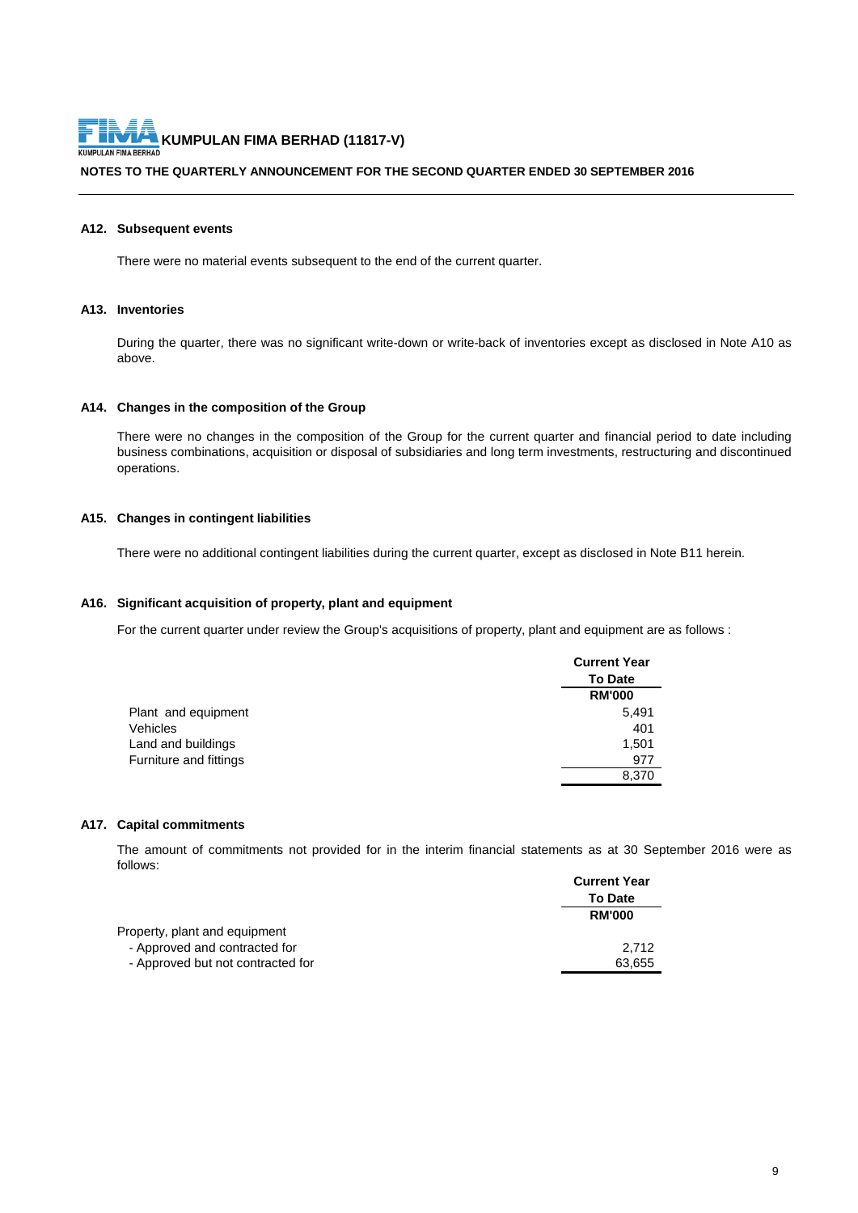**KUMPULAN FIMA BERHAD (11817-V)**

**NOTES TO THE QUARTERLY ANNOUNCEMENT FOR THE SECOND QUARTER ENDED 30 SEPTEMBER 2016**

### A12. Subsequent events

There were no material events subsequent to the end of the current quarter.

### A13. Inventories

During the quarter, there was no significant write-down or write-back of inventories except as disclosed in Note A10 as above.

### A14. Changes in the composition of the Group

There were no changes in the composition of the Group for the current quarter and financial period to date including business combinations, acquisition or disposal of subsidiaries and long term investments, restructuring and discontinued operations.

### A15. Changes in contingent liabilities

There were no additional contingent liabilities during the current quarter, except as disclosed in Note B11 herein.

### A16. Significant acquisition of property, plant and equipment

For the current quarter under review the Group's acquisitions of property, plant and equipment are as follows :

| | Current Year To Date |
|---|---|
| | RM'000 |
| Plant and equipment | 5,491 |
| Vehicles | 401 |
| Land and buildings | 1,501 |
| Furniture and fittings | 977 |
| | 8,370 |

### A17. Capital commitments

The amount of commitments not provided for in the interim financial statements as at 30 September 2016 were as follows:

| | Current Year To Date |
|---|---|
| | RM'000 |
| Property, plant and equipment | |
| - Approved and contracted for | 2,712 |
| - Approved but not contracted for | 63,655 |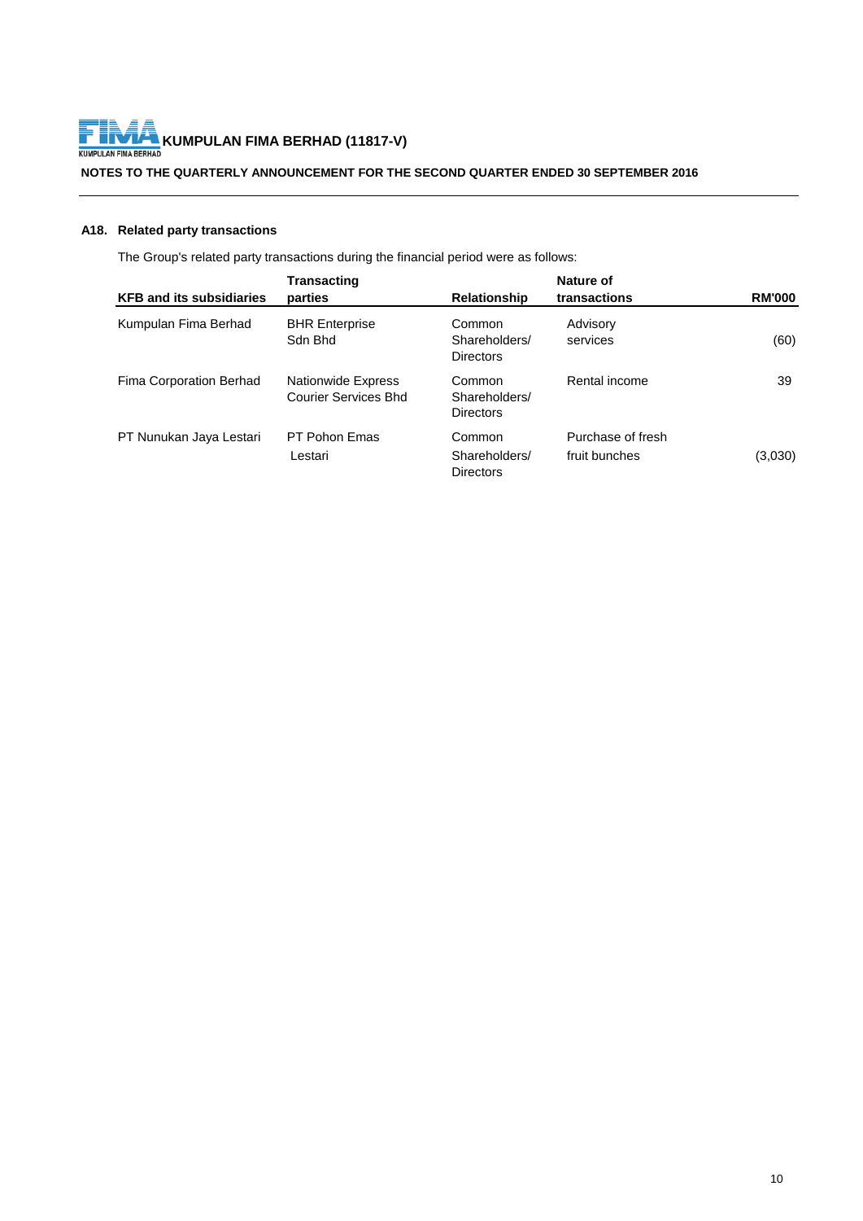### A18. Related party transactions

The Group's related party transactions during the financial period were as follows:

| KFB and its subsidiaries | Transacting parties | Relationship | Nature of transactions | RM'000 |
|---|---|---|---|---|
| Kumpulan Fima Berhad | BHR Enterprise Sdn Bhd | Common Shareholders/ Directors | Advisory services | (60) |
| Fima Corporation Berhad | Nationwide Express Courier Services Bhd | Common Shareholders/ Directors | Rental income | 39 |
| PT Nunukan Jaya Lestari | PT Pohon Emas Lestari | Common Shareholders/ Directors | Purchase of fresh fruit bunches | (3,030) |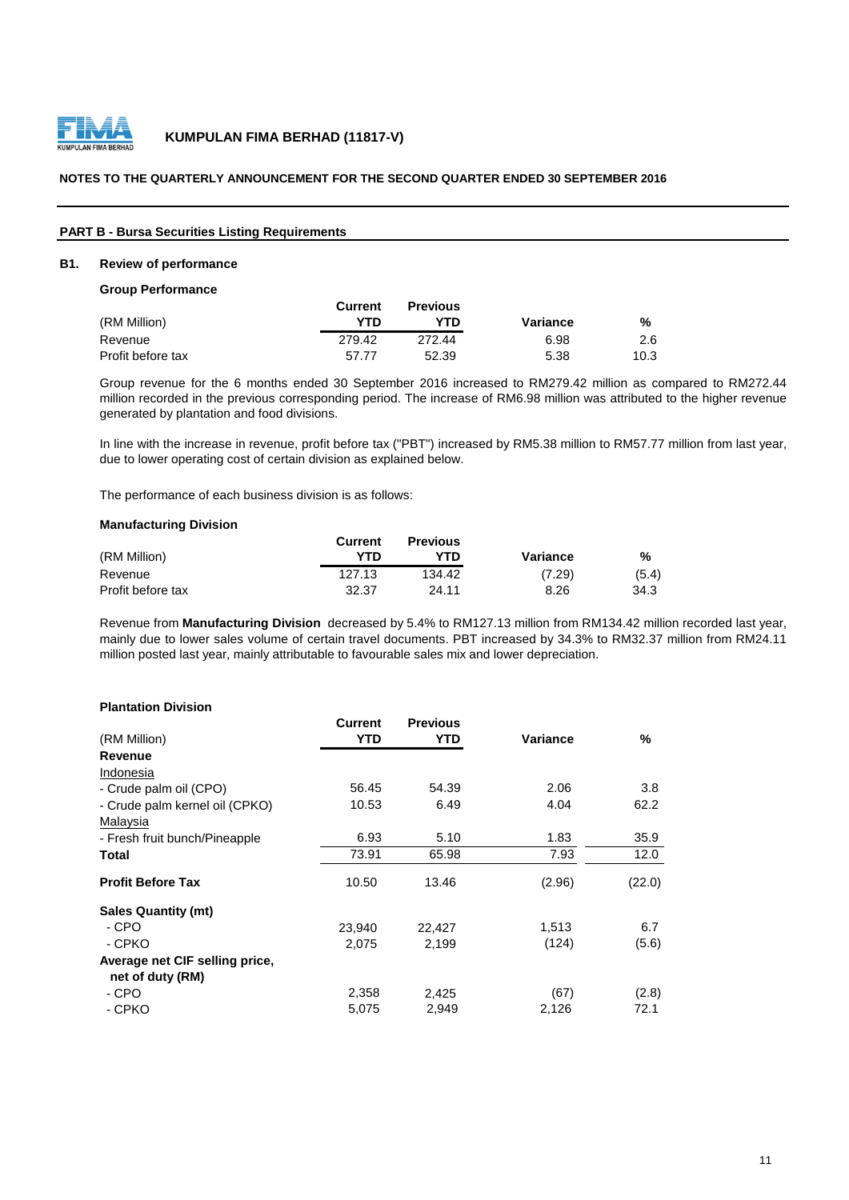**KUMPULAN FIMA BERHAD (11817-V)**

**NOTES TO THE QUARTERLY ANNOUNCEMENT FOR THE SECOND QUARTER ENDED 30 SEPTEMBER 2016**

## PART B - Bursa Securities Listing Requirements

### B1. Review of performance

**Group Performance**

| (RM Million) | Current YTD | Previous YTD | Variance | % |
|---|---|---|---|---|
| Revenue | 279.42 | 272.44 | 6.98 | 2.6 |
| Profit before tax | 57.77 | 52.39 | 5.38 | 10.3 |

Group revenue for the 6 months ended 30 September 2016 increased to RM279.42 million as compared to RM272.44 million recorded in the previous corresponding period. The increase of RM6.98 million was attributed to the higher revenue generated by plantation and food divisions.

In line with the increase in revenue, profit before tax ("PBT") increased by RM5.38 million to RM57.77 million from last year, due to lower operating cost of certain division as explained below.

The performance of each business division is as follows:

**Manufacturing Division**

| (RM Million) | Current YTD | Previous YTD | Variance | % |
|---|---|---|---|---|
| Revenue | 127.13 | 134.42 | (7.29) | (5.4) |
| Profit before tax | 32.37 | 24.11 | 8.26 | 34.3 |

Revenue from **Manufacturing Division** decreased by 5.4% to RM127.13 million from RM134.42 million recorded last year, mainly due to lower sales volume of certain travel documents. PBT increased by 34.3% to RM32.37 million from RM24.11 million posted last year, mainly attributable to favourable sales mix and lower depreciation.

**Plantation Division**

| (RM Million) | Current YTD | Previous YTD | Variance | % |
|---|---|---|---|---|
| **Revenue** | | | | |
| Indonesia | | | | |
| - Crude palm oil (CPO) | 56.45 | 54.39 | 2.06 | 3.8 |
| - Crude palm kernel oil (CPKO) | 10.53 | 6.49 | 4.04 | 62.2 |
| Malaysia | | | | |
| - Fresh fruit bunch/Pineapple | 6.93 | 5.10 | 1.83 | 35.9 |
| **Total** | 73.91 | 65.98 | 7.93 | 12.0 |
| **Profit Before Tax** | 10.50 | 13.46 | (2.96) | (22.0) |
| **Sales Quantity (mt)** | | | | |
| - CPO | 23,940 | 22,427 | 1,513 | 6.7 |
| - CPKO | 2,075 | 2,199 | (124) | (5.6) |
| **Average net CIF selling price, net of duty (RM)** | | | | |
| - CPO | 2,358 | 2,425 | (67) | (2.8) |
| - CPKO | 5,075 | 2,949 | 2,126 | 72.1 |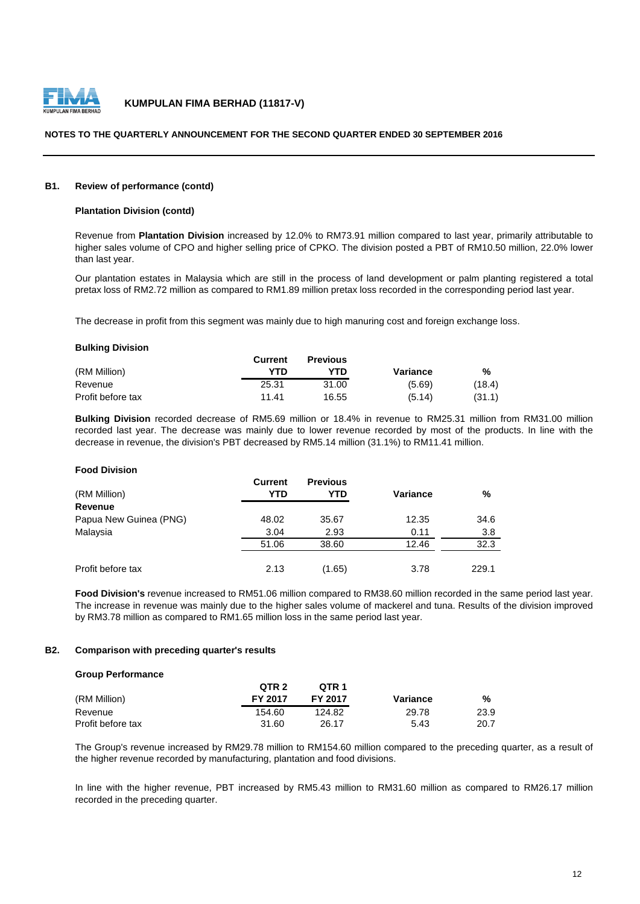### B1. Review of performance (contd)

**Plantation Division (contd)**

Revenue from **Plantation Division** increased by 12.0% to RM73.91 million compared to last year, primarily attributable to higher sales volume of CPO and higher selling price of CPKO. The division posted a PBT of RM10.50 million, 22.0% lower than last year.

Our plantation estates in Malaysia which are still in the process of land development or palm planting registered a total pretax loss of RM2.72 million as compared to RM1.89 million pretax loss recorded in the corresponding period last year.

The decrease in profit from this segment was mainly due to high manuring cost and foreign exchange loss.

**Bulking Division**

| (RM Million) | Current YTD | Previous YTD | Variance | % |
|---|---|---|---|---|
| Revenue | 25.31 | 31.00 | (5.69) | (18.4) |
| Profit before tax | 11.41 | 16.55 | (5.14) | (31.1) |

**Bulking Division** recorded decrease of RM5.69 million or 18.4% in revenue to RM25.31 million from RM31.00 million recorded last year. The decrease was mainly due to lower revenue recorded by most of the products. In line with the decrease in revenue, the division's PBT decreased by RM5.14 million (31.1%) to RM11.41 million.

**Food Division**

| (RM Million) | Current YTD | Previous YTD | Variance | % |
|---|---|---|---|---|
| **Revenue** | | | | |
| Papua New Guinea (PNG) | 48.02 | 35.67 | 12.35 | 34.6 |
| Malaysia | 3.04 | 2.93 | 0.11 | 3.8 |
| | 51.06 | 38.60 | 12.46 | 32.3 |
| Profit before tax | 2.13 | (1.65) | 3.78 | 229.1 |

**Food Division's** revenue increased to RM51.06 million compared to RM38.60 million recorded in the same period last year. The increase in revenue was mainly due to the higher sales volume of mackerel and tuna. Results of the division improved by RM3.78 million as compared to RM1.65 million loss in the same period last year.

### B2. Comparison with preceding quarter's results

**Group Performance**

| (RM Million) | QTR 2 FY 2017 | QTR 1 FY 2017 | Variance | % |
|---|---|---|---|---|
| Revenue | 154.60 | 124.82 | 29.78 | 23.9 |
| Profit before tax | 31.60 | 26.17 | 5.43 | 20.7 |

The Group's revenue increased by RM29.78 million to RM154.60 million compared to the preceding quarter, as a result of the higher revenue recorded by manufacturing, plantation and food divisions.

In line with the higher revenue, PBT increased by RM5.43 million to RM31.60 million as compared to RM26.17 million recorded in the preceding quarter.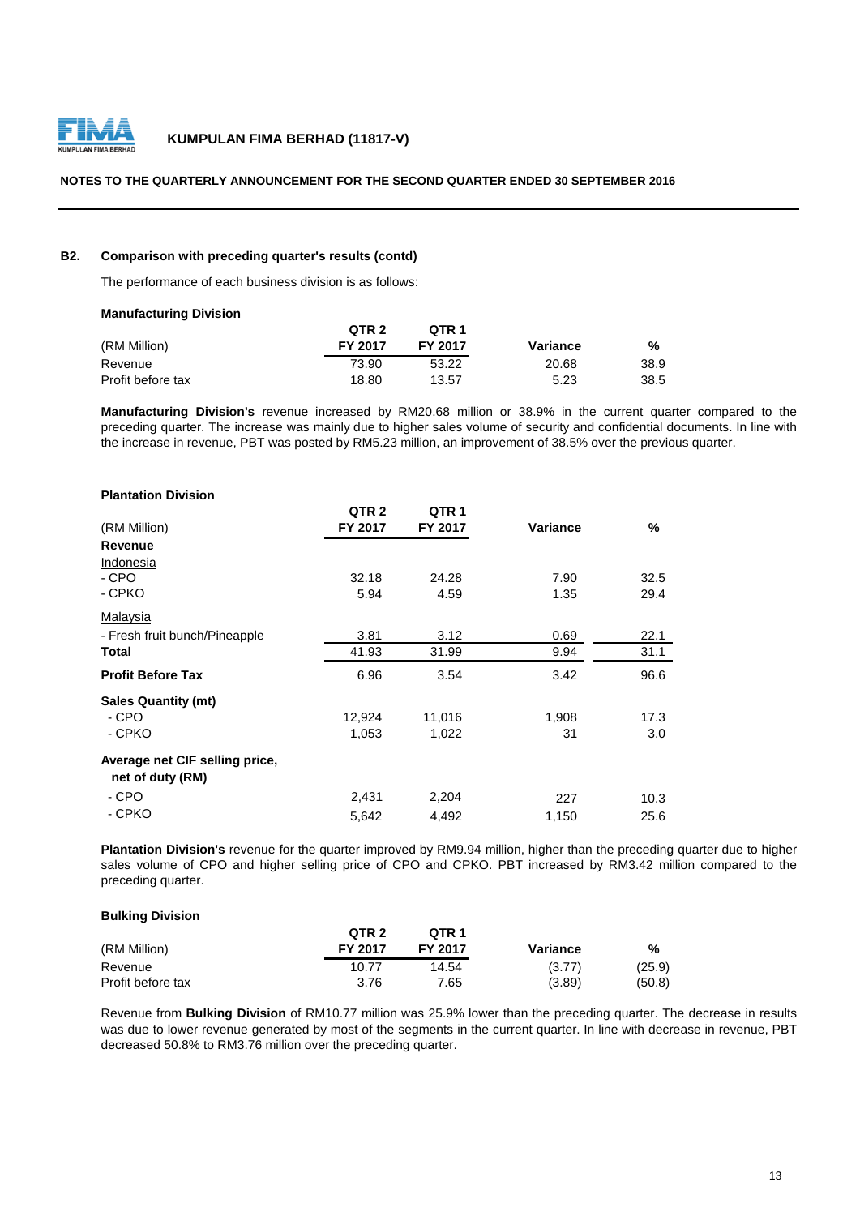### B2. Comparison with preceding quarter's results (contd)

The performance of each business division is as follows:

**Manufacturing Division**

| (RM Million) | QTR 2 FY 2017 | QTR 1 FY 2017 | Variance | % |
|---|---|---|---|---|
| Revenue | 73.90 | 53.22 | 20.68 | 38.9 |
| Profit before tax | 18.80 | 13.57 | 5.23 | 38.5 |

**Manufacturing Division's** revenue increased by RM20.68 million or 38.9% in the current quarter compared to the preceding quarter. The increase was mainly due to higher sales volume of security and confidential documents. In line with the increase in revenue, PBT was posted by RM5.23 million, an improvement of 38.5% over the previous quarter.

**Plantation Division**

| (RM Million) | QTR 2 FY 2017 | QTR 1 FY 2017 | Variance | % |
|---|---|---|---|---|
| **Revenue** | | | | |
| Indonesia | | | | |
| - CPO | 32.18 | 24.28 | 7.90 | 32.5 |
| - CPKO | 5.94 | 4.59 | 1.35 | 29.4 |
| Malaysia | | | | |
| - Fresh fruit bunch/Pineapple | 3.81 | 3.12 | 0.69 | 22.1 |
| **Total** | 41.93 | 31.99 | 9.94 | 31.1 |
| **Profit Before Tax** | 6.96 | 3.54 | 3.42 | 96.6 |
| **Sales Quantity (mt)** | | | | |
| - CPO | 12,924 | 11,016 | 1,908 | 17.3 |
| - CPKO | 1,053 | 1,022 | 31 | 3.0 |
| **Average net CIF selling price, net of duty (RM)** | | | | |
| - CPO | 2,431 | 2,204 | 227 | 10.3 |
| - CPKO | 5,642 | 4,492 | 1,150 | 25.6 |

**Plantation Division's** revenue for the quarter improved by RM9.94 million, higher than the preceding quarter due to higher sales volume of CPO and higher selling price of CPO and CPKO. PBT increased by RM3.42 million compared to the preceding quarter.

**Bulking Division**

| (RM Million) | QTR 2 FY 2017 | QTR 1 FY 2017 | Variance | % |
|---|---|---|---|---|
| Revenue | 10.77 | 14.54 | (3.77) | (25.9) |
| Profit before tax | 3.76 | 7.65 | (3.89) | (50.8) |

Revenue from **Bulking Division** of RM10.77 million was 25.9% lower than the preceding quarter. The decrease in results was due to lower revenue generated by most of the segments in the current quarter. In line with decrease in revenue, PBT decreased 50.8% to RM3.76 million over the preceding quarter.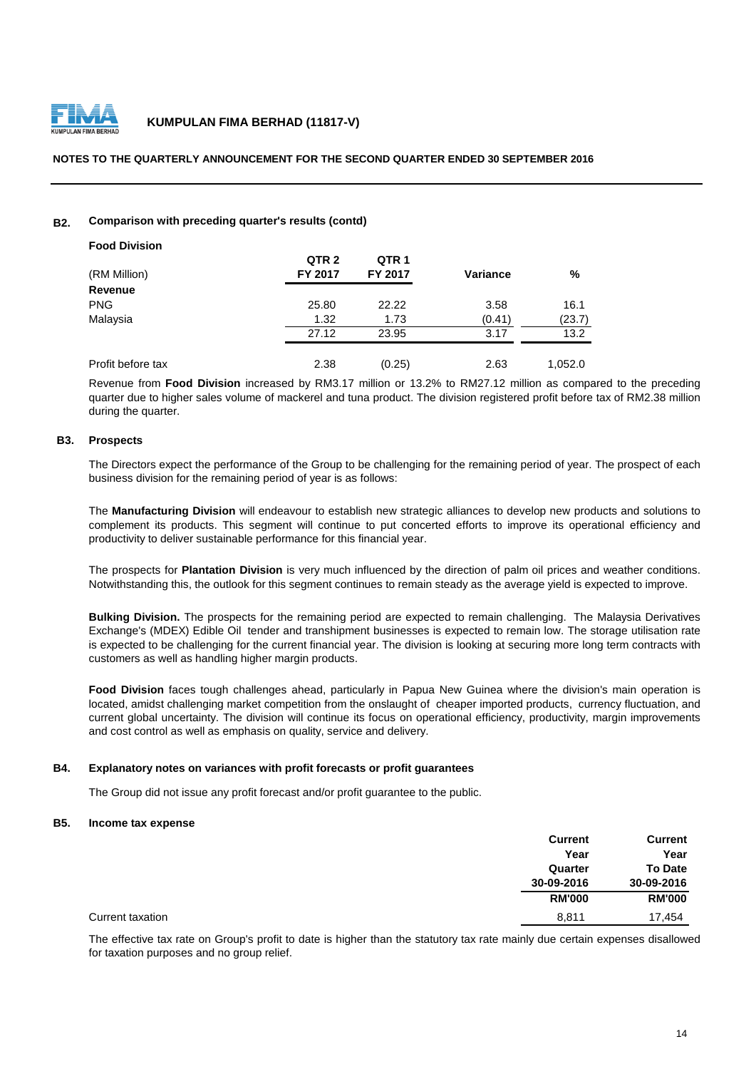### B2. Comparison with preceding quarter's results (contd)

**Food Division**

| (RM Million) | QTR 2 FY 2017 | QTR 1 FY 2017 | Variance | % |
|---|---|---|---|---|
| **Revenue** | | | | |
| PNG | 25.80 | 22.22 | 3.58 | 16.1 |
| Malaysia | 1.32 | 1.73 | (0.41) | (23.7) |
| | 27.12 | 23.95 | 3.17 | 13.2 |
| Profit before tax | 2.38 | (0.25) | 2.63 | 1,052.0 |

Revenue from **Food Division** increased by RM3.17 million or 13.2% to RM27.12 million as compared to the preceding quarter due to higher sales volume of mackerel and tuna product. The division registered profit before tax of RM2.38 million during the quarter.

### B3. Prospects

The Directors expect the performance of the Group to be challenging for the remaining period of year. The prospect of each business division for the remaining period of year is as follows:

The **Manufacturing Division** will endeavour to establish new strategic alliances to develop new products and solutions to complement its products. This segment will continue to put concerted efforts to improve its operational efficiency and productivity to deliver sustainable performance for this financial year.

The prospects for **Plantation Division** is very much influenced by the direction of palm oil prices and weather conditions. Notwithstanding this, the outlook for this segment continues to remain steady as the average yield is expected to improve.

**Bulking Division.** The prospects for the remaining period are expected to remain challenging. The Malaysia Derivatives Exchange's (MDEX) Edible Oil tender and transhipment businesses is expected to remain low. The storage utilisation rate is expected to be challenging for the current financial year. The division is looking at securing more long term contracts with customers as well as handling higher margin products.

**Food Division** faces tough challenges ahead, particularly in Papua New Guinea where the division's main operation is located, amidst challenging market competition from the onslaught of cheaper imported products, currency fluctuation, and current global uncertainty. The division will continue its focus on operational efficiency, productivity, margin improvements and cost control as well as emphasis on quality, service and delivery.

### B4. Explanatory notes on variances with profit forecasts or profit guarantees

The Group did not issue any profit forecast and/or profit guarantee to the public.

### B5. Income tax expense

| | Current Year Quarter 30-09-2016 RM'000 | Current Year To Date 30-09-2016 RM'000 |
|---|---|---|
| Current taxation | 8,811 | 17,454 |

The effective tax rate on Group's profit to date is higher than the statutory tax rate mainly due certain expenses disallowed for taxation purposes and no group relief.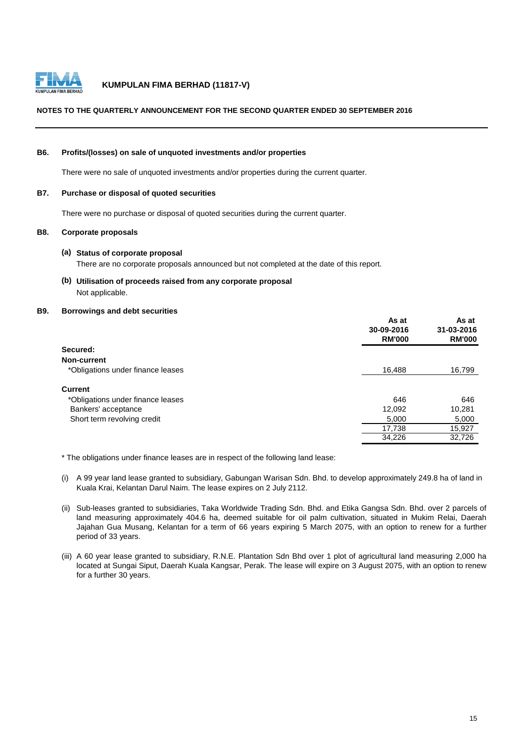**KUMPULAN FIMA BERHAD (11817-V)**

**NOTES TO THE QUARTERLY ANNOUNCEMENT FOR THE SECOND QUARTER ENDED 30 SEPTEMBER 2016**

### B6. Profits/(losses) on sale of unquoted investments and/or properties

There were no sale of unquoted investments and/or properties during the current quarter.

### B7. Purchase or disposal of quoted securities

There were no purchase or disposal of quoted securities during the current quarter.

### B8. Corporate proposals

**(a) Status of corporate proposal**

There are no corporate proposals announced but not completed at the date of this report.

**(b) Utilisation of proceeds raised from any corporate proposal**

Not applicable.

### B9. Borrowings and debt securities

| | As at 30-09-2016 RM'000 | As at 31-03-2016 RM'000 |
|---|---|---|
| **Secured:** | | |
| **Non-current** | | |
| *Obligations under finance leases | 16,488 | 16,799 |
| **Current** | | |
| *Obligations under finance leases | 646 | 646 |
| Bankers' acceptance | 12,092 | 10,281 |
| Short term revolving credit | 5,000 | 5,000 |
| | 17,738 | 15,927 |
| | 34,226 | 32,726 |

* The obligations under finance leases are in respect of the following land lease:

(i) A 99 year land lease granted to subsidiary, Gabungan Warisan Sdn. Bhd. to develop approximately 249.8 ha of land in Kuala Krai, Kelantan Darul Naim. The lease expires on 2 July 2112.

(ii) Sub-leases granted to subsidiaries, Taka Worldwide Trading Sdn. Bhd. and Etika Gangsa Sdn. Bhd. over 2 parcels of land measuring approximately 404.6 ha, deemed suitable for oil palm cultivation, situated in Mukim Relai, Daerah Jajahan Gua Musang, Kelantan for a term of 66 years expiring 5 March 2075, with an option to renew for a further period of 33 years.

(iii) A 60 year lease granted to subsidiary, R.N.E. Plantation Sdn Bhd over 1 plot of agricultural land measuring 2,000 ha located at Sungai Siput, Daerah Kuala Kangsar, Perak. The lease will expire on 3 August 2075, with an option to renew for a further 30 years.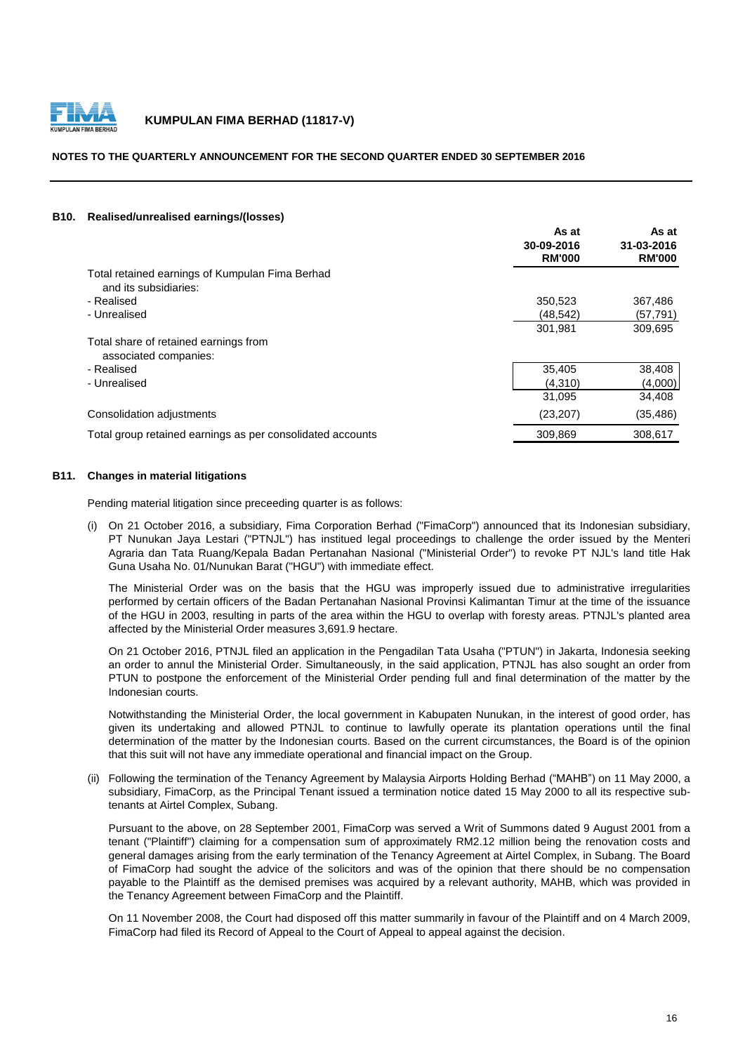## B10. Realised/unrealised earnings/(losses)

| | As at 30-09-2016 RM'000 | As at 31-03-2016 RM'000 |
|---|---|---|
| Total retained earnings of Kumpulan Fima Berhad and its subsidiaries: | | |
| - Realised | 350,523 | 367,486 |
| - Unrealised | (48,542) | (57,791) |
| | 301,981 | 309,695 |
| Total share of retained earnings from associated companies: | | |
| - Realised | 35,405 | 38,408 |
| - Unrealised | (4,310) | (4,000) |
| | 31,095 | 34,408 |
| Consolidation adjustments | (23,207) | (35,486) |
| Total group retained earnings as per consolidated accounts | 309,869 | 308,617 |

## B11. Changes in material litigations

Pending material litigation since preceeding quarter is as follows:

(i) On 21 October 2016, a subsidiary, Fima Corporation Berhad ("FimaCorp") announced that its Indonesian subsidiary, PT Nunukan Jaya Lestari ("PTNJL") has instituted legal proceedings to challenge the order issued by the Menteri Agraria dan Tata Ruang/Kepala Badan Pertanahan Nasional ("Ministerial Order") to revoke PT NJL's land title Hak Guna Usaha No. 01/Nunukan Barat ("HGU") with immediate effect.

The Ministerial Order was on the basis that the HGU was improperly issued due to administrative irregularities performed by certain officers of the Badan Pertanahan Nasional Provinsi Kalimantan Timur at the time of the issuance of the HGU in 2003, resulting in parts of the area within the HGU to overlap with foresty areas. PTNJL's planted area affected by the Ministerial Order measures 3,691.9 hectare.

On 21 October 2016, PTNJL filed an application in the Pengadilan Tata Usaha ("PTUN") in Jakarta, Indonesia seeking an order to annul the Ministerial Order. Simultaneously, in the said application, PTNJL has also sought an order from PTUN to postpone the enforcement of the Ministerial Order pending full and final determination of the matter by the Indonesian courts.

Notwithstanding the Ministerial Order, the local government in Kabupaten Nunukan, in the interest of good order, has given its undertaking and allowed PTNJL to continue to lawfully operate its plantation operations until the final determination of the matter by the Indonesian courts. Based on the current circumstances, the Board is of the opinion that this suit will not have any immediate operational and financial impact on the Group.

(ii) Following the termination of the Tenancy Agreement by Malaysia Airports Holding Berhad ("MAHB") on 11 May 2000, a subsidiary, FimaCorp, as the Principal Tenant issued a termination notice dated 15 May 2000 to all its respective sub-tenants at Airtel Complex, Subang.

Pursuant to the above, on 28 September 2001, FimaCorp was served a Writ of Summons dated 9 August 2001 from a tenant ("Plaintiff") claiming for a compensation sum of approximately RM2.12 million being the renovation costs and general damages arising from the early termination of the Tenancy Agreement at Airtel Complex, in Subang. The Board of FimaCorp had sought the advice of the solicitors and was of the opinion that there should be no compensation payable to the Plaintiff as the demised premises was acquired by a relevant authority, MAHB, which was provided in the Tenancy Agreement between FimaCorp and the Plaintiff.

On 11 November 2008, the Court had disposed off this matter summarily in favour of the Plaintiff and on 4 March 2009, FimaCorp had filed its Record of Appeal to the Court of Appeal to appeal against the decision.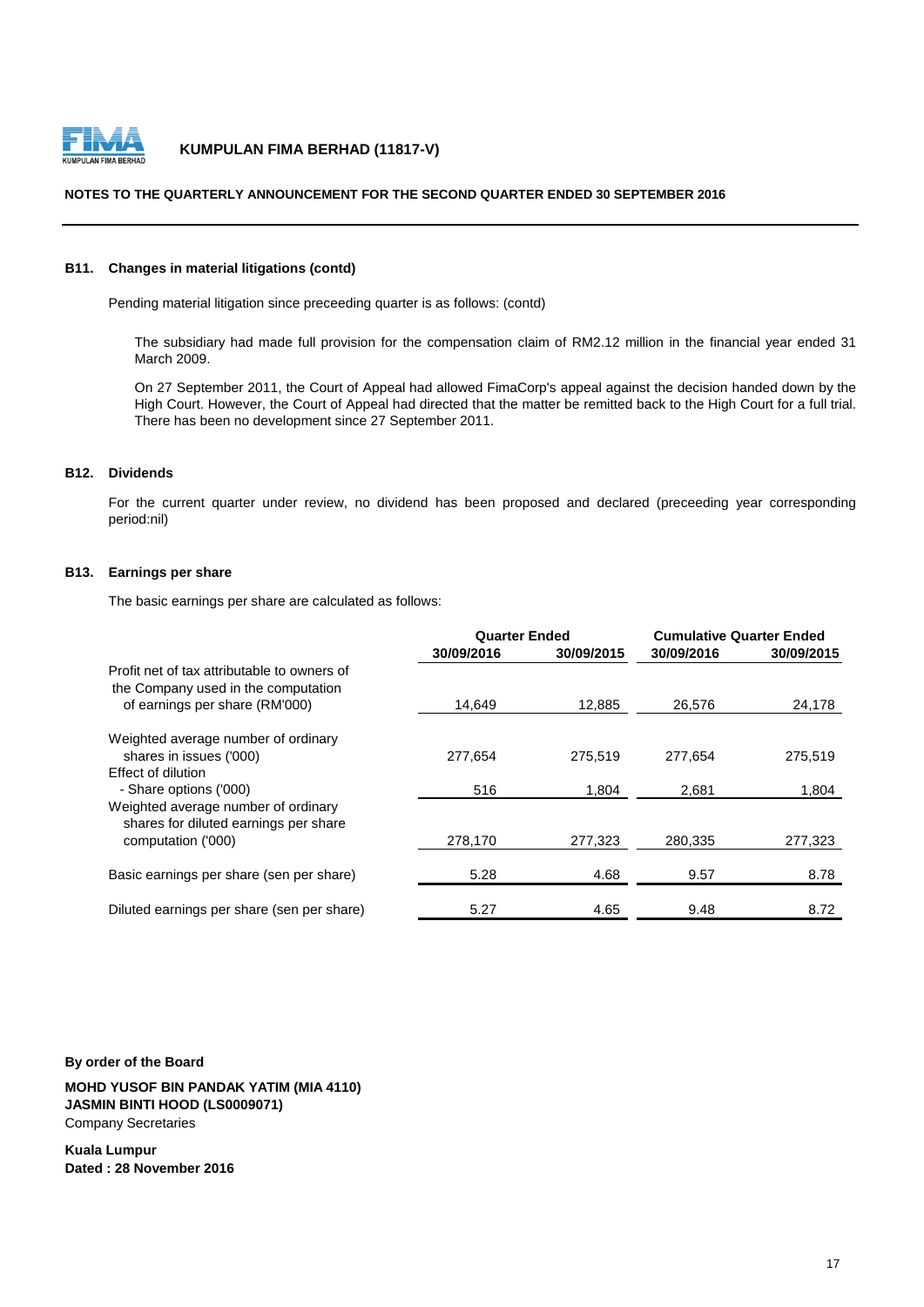**KUMPULAN FIMA BERHAD (11817-V)**

**NOTES TO THE QUARTERLY ANNOUNCEMENT FOR THE SECOND QUARTER ENDED 30 SEPTEMBER 2016**

### B11. Changes in material litigations (contd)

Pending material litigation since preceeding quarter is as follows: (contd)

The subsidiary had made full provision for the compensation claim of RM2.12 million in the financial year ended 31 March 2009.

On 27 September 2011, the Court of Appeal had allowed FimaCorp's appeal against the decision handed down by the High Court. However, the Court of Appeal had directed that the matter be remitted back to the High Court for a full trial. There has been no development since 27 September 2011.

### B12. Dividends

For the current quarter under review, no dividend has been proposed and declared (preceeding year corresponding period:nil)

### B13. Earnings per share

The basic earnings per share are calculated as follows:

| | Quarter Ended | | Cumulative Quarter Ended | |
|---|---|---|---|---|
| | 30/09/2016 | 30/09/2015 | 30/09/2016 | 30/09/2015 |
| Profit net of tax attributable to owners of the Company used in the computation of earnings per share (RM'000) | 14,649 | 12,885 | 26,576 | 24,178 |
| Weighted average number of ordinary shares in issues ('000) | 277,654 | 275,519 | 277,654 | 275,519 |
| Effect of dilution | | | | |
| - Share options ('000) | 516 | 1,804 | 2,681 | 1,804 |
| Weighted average number of ordinary shares for diluted earnings per share computation ('000) | 278,170 | 277,323 | 280,335 | 277,323 |
| Basic earnings per share (sen per share) | 5.28 | 4.68 | 9.57 | 8.78 |
| Diluted earnings per share (sen per share) | 5.27 | 4.65 | 9.48 | 8.72 |

**By order of the Board**

**MOHD YUSOF BIN PANDAK YATIM (MIA 4110)**
**JASMIN BINTI HOOD (LS0009071)**
Company Secretaries

**Kuala Lumpur**
**Dated : 28 November 2016**